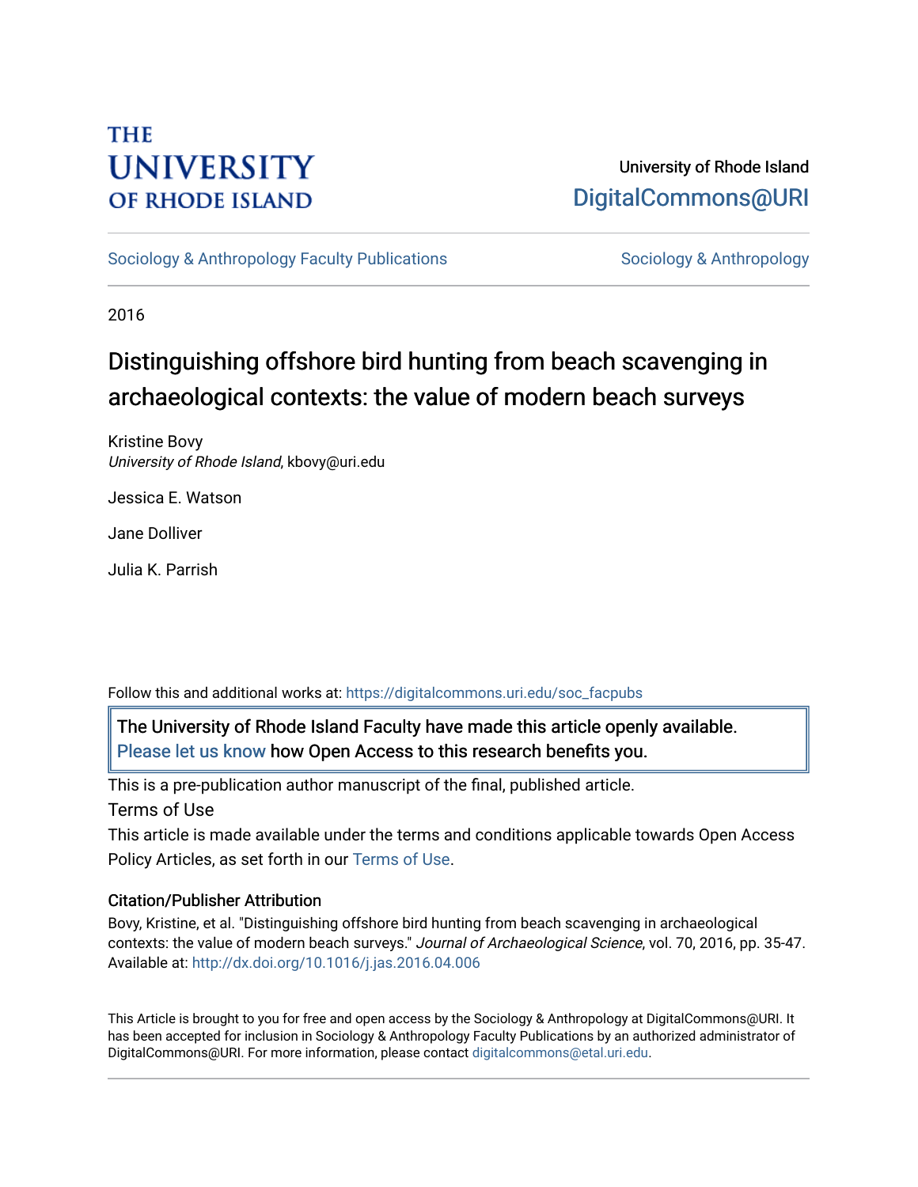THE UNIVERSITY OF RHODE ISLAND

University of Rhode Island
DigitalCommons@URI

Sociology & Anthropology Faculty Publications

Sociology & Anthropology

2016

# Distinguishing offshore bird hunting from beach scavenging in archaeological contexts: the value of modern beach surveys

Kristine Bovy
*University of Rhode Island*, kbovy@uri.edu

Jessica E. Watson

Jane Dolliver

Julia K. Parrish

Follow this and additional works at: https://digitalcommons.uri.edu/soc_facpubs

The University of Rhode Island Faculty have made this article openly available. Please let us know how Open Access to this research benefits you.

This is a pre-publication author manuscript of the final, published article.

Terms of Use

This article is made available under the terms and conditions applicable towards Open Access Policy Articles, as set forth in our Terms of Use.

## Citation/Publisher Attribution

Bovy, Kristine, et al. "Distinguishing offshore bird hunting from beach scavenging in archaeological contexts: the value of modern beach surveys." *Journal of Archaeological Science*, vol. 70, 2016, pp. 35-47.
Available at: http://dx.doi.org/10.1016/j.jas.2016.04.006

This Article is brought to you for free and open access by the Sociology & Anthropology at DigitalCommons@URI. It has been accepted for inclusion in Sociology & Anthropology Faculty Publications by an authorized administrator of DigitalCommons@URI. For more information, please contact digitalcommons@etal.uri.edu.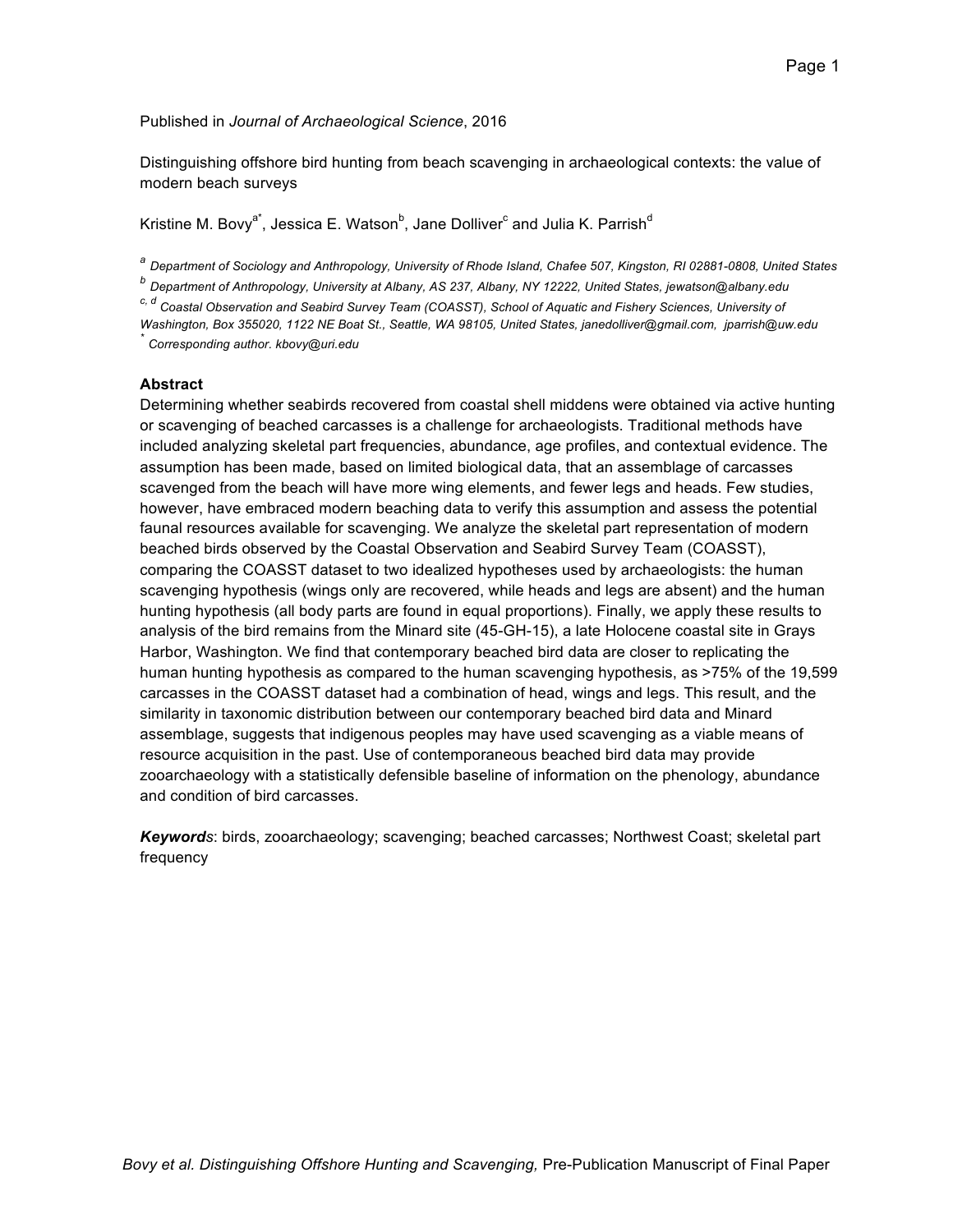Published in *Journal of Archaeological Science*, 2016

# Distinguishing offshore bird hunting from beach scavenging in archaeological contexts: the value of modern beach surveys

Kristine M. Bovy[a*], Jessica E. Watson[b], Jane Dolliver[c] and Julia K. Parrish[d]

[a] *Department of Sociology and Anthropology, University of Rhode Island, Chafee 507, Kingston, RI 02881-0808, United States*

[b] *Department of Anthropology, University at Albany, AS 237, Albany, NY 12222, United States, jewatson@albany.edu*

[c, d] *Coastal Observation and Seabird Survey Team (COASST), School of Aquatic and Fishery Sciences, University of Washington, Box 355020, 1122 NE Boat St., Seattle, WA 98105, United States, janedolliver@gmail.com, jparrish@uw.edu*

[*] *Corresponding author. kbovy@uri.edu*

## Abstract

Determining whether seabirds recovered from coastal shell middens were obtained via active hunting or scavenging of beached carcasses is a challenge for archaeologists. Traditional methods have included analyzing skeletal part frequencies, abundance, age profiles, and contextual evidence. The assumption has been made, based on limited biological data, that an assemblage of carcasses scavenged from the beach will have more wing elements, and fewer legs and heads. Few studies, however, have embraced modern beaching data to verify this assumption and assess the potential faunal resources available for scavenging. We analyze the skeletal part representation of modern beached birds observed by the Coastal Observation and Seabird Survey Team (COASST), comparing the COASST dataset to two idealized hypotheses used by archaeologists: the human scavenging hypothesis (wings only are recovered, while heads and legs are absent) and the human hunting hypothesis (all body parts are found in equal proportions). Finally, we apply these results to analysis of the bird remains from the Minard site (45-GH-15), a late Holocene coastal site in Grays Harbor, Washington. We find that contemporary beached bird data are closer to replicating the human hunting hypothesis as compared to the human scavenging hypothesis, as >75% of the 19,599 carcasses in the COASST dataset had a combination of head, wings and legs. This result, and the similarity in taxonomic distribution between our contemporary beached bird data and Minard assemblage, suggests that indigenous peoples may have used scavenging as a viable means of resource acquisition in the past. Use of contemporaneous beached bird data may provide zooarchaeology with a statistically defensible baseline of information on the phenology, abundance and condition of bird carcasses.

***Keywords***: birds, zooarchaeology; scavenging; beached carcasses; Northwest Coast; skeletal part frequency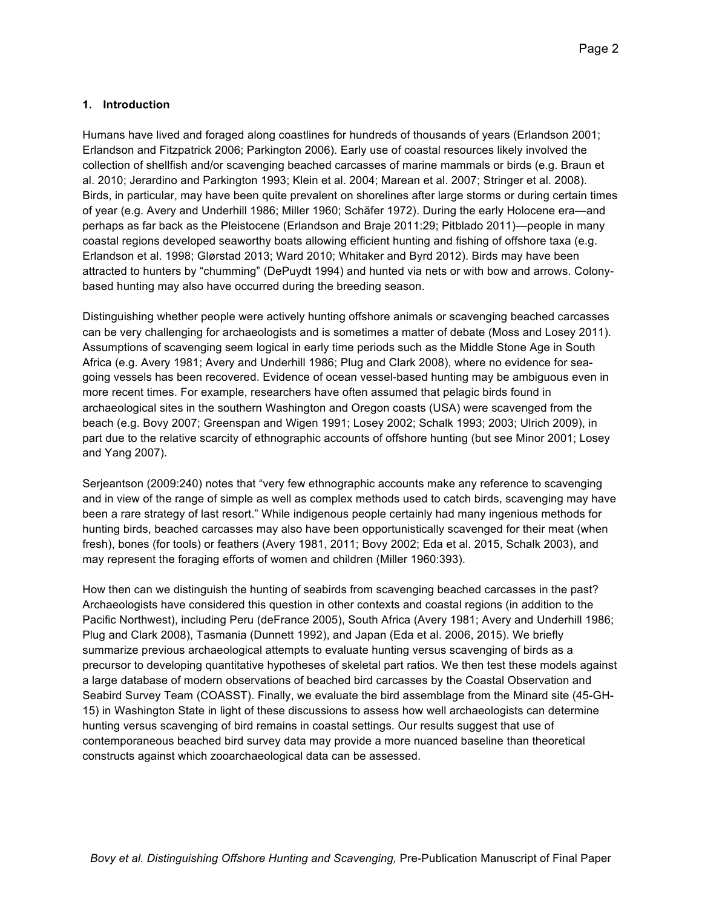## 1. Introduction

Humans have lived and foraged along coastlines for hundreds of thousands of years (Erlandson 2001; Erlandson and Fitzpatrick 2006; Parkington 2006). Early use of coastal resources likely involved the collection of shellfish and/or scavenging beached carcasses of marine mammals or birds (e.g. Braun et al. 2010; Jerardino and Parkington 1993; Klein et al. 2004; Marean et al. 2007; Stringer et al. 2008). Birds, in particular, may have been quite prevalent on shorelines after large storms or during certain times of year (e.g. Avery and Underhill 1986; Miller 1960; Schäfer 1972). During the early Holocene era—and perhaps as far back as the Pleistocene (Erlandson and Braje 2011:29; Pitblado 2011)—people in many coastal regions developed seaworthy boats allowing efficient hunting and fishing of offshore taxa (e.g. Erlandson et al. 1998; Glørstad 2013; Ward 2010; Whitaker and Byrd 2012). Birds may have been attracted to hunters by "chumming" (DePuydt 1994) and hunted via nets or with bow and arrows. Colony-based hunting may also have occurred during the breeding season.

Distinguishing whether people were actively hunting offshore animals or scavenging beached carcasses can be very challenging for archaeologists and is sometimes a matter of debate (Moss and Losey 2011). Assumptions of scavenging seem logical in early time periods such as the Middle Stone Age in South Africa (e.g. Avery 1981; Avery and Underhill 1986; Plug and Clark 2008), where no evidence for sea-going vessels has been recovered. Evidence of ocean vessel-based hunting may be ambiguous even in more recent times. For example, researchers have often assumed that pelagic birds found in archaeological sites in the southern Washington and Oregon coasts (USA) were scavenged from the beach (e.g. Bovy 2007; Greenspan and Wigen 1991; Losey 2002; Schalk 1993; 2003; Ulrich 2009), in part due to the relative scarcity of ethnographic accounts of offshore hunting (but see Minor 2001; Losey and Yang 2007).

Serjeantson (2009:240) notes that "very few ethnographic accounts make any reference to scavenging and in view of the range of simple as well as complex methods used to catch birds, scavenging may have been a rare strategy of last resort." While indigenous people certainly had many ingenious methods for hunting birds, beached carcasses may also have been opportunistically scavenged for their meat (when fresh), bones (for tools) or feathers (Avery 1981, 2011; Bovy 2002; Eda et al. 2015, Schalk 2003), and may represent the foraging efforts of women and children (Miller 1960:393).

How then can we distinguish the hunting of seabirds from scavenging beached carcasses in the past? Archaeologists have considered this question in other contexts and coastal regions (in addition to the Pacific Northwest), including Peru (deFrance 2005), South Africa (Avery 1981; Avery and Underhill 1986; Plug and Clark 2008), Tasmania (Dunnett 1992), and Japan (Eda et al. 2006, 2015). We briefly summarize previous archaeological attempts to evaluate hunting versus scavenging of birds as a precursor to developing quantitative hypotheses of skeletal part ratios. We then test these models against a large database of modern observations of beached bird carcasses by the Coastal Observation and Seabird Survey Team (COASST). Finally, we evaluate the bird assemblage from the Minard site (45-GH-15) in Washington State in light of these discussions to assess how well archaeologists can determine hunting versus scavenging of bird remains in coastal settings. Our results suggest that use of contemporaneous beached bird survey data may provide a more nuanced baseline than theoretical constructs against which zooarchaeological data can be assessed.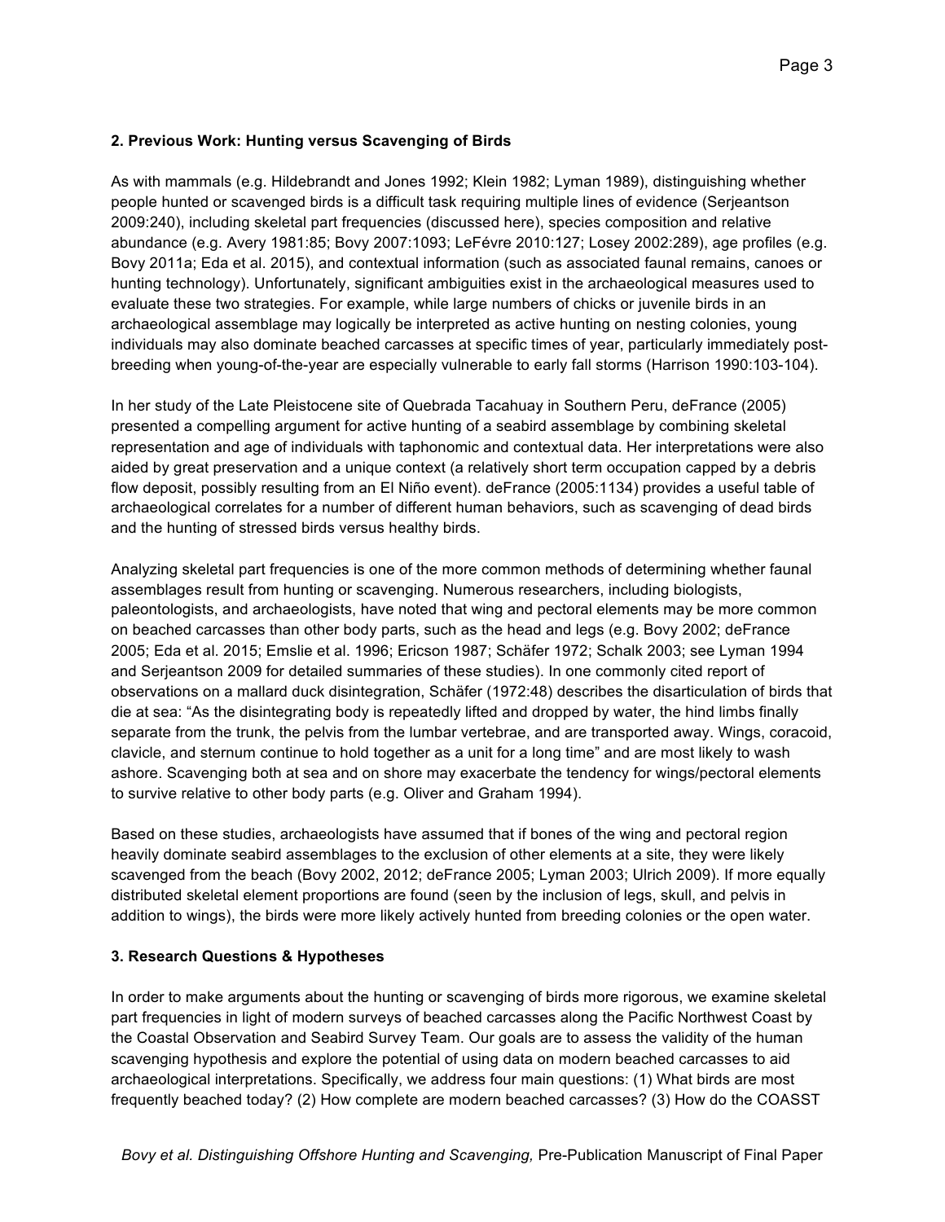## 2. Previous Work: Hunting versus Scavenging of Birds

As with mammals (e.g. Hildebrandt and Jones 1992; Klein 1982; Lyman 1989), distinguishing whether people hunted or scavenged birds is a difficult task requiring multiple lines of evidence (Serjeantson 2009:240), including skeletal part frequencies (discussed here), species composition and relative abundance (e.g. Avery 1981:85; Bovy 2007:1093; LeFévre 2010:127; Losey 2002:289), age profiles (e.g. Bovy 2011a; Eda et al. 2015), and contextual information (such as associated faunal remains, canoes or hunting technology). Unfortunately, significant ambiguities exist in the archaeological measures used to evaluate these two strategies. For example, while large numbers of chicks or juvenile birds in an archaeological assemblage may logically be interpreted as active hunting on nesting colonies, young individuals may also dominate beached carcasses at specific times of year, particularly immediately post-breeding when young-of-the-year are especially vulnerable to early fall storms (Harrison 1990:103-104).

In her study of the Late Pleistocene site of Quebrada Tacahuay in Southern Peru, deFrance (2005) presented a compelling argument for active hunting of a seabird assemblage by combining skeletal representation and age of individuals with taphonomic and contextual data. Her interpretations were also aided by great preservation and a unique context (a relatively short term occupation capped by a debris flow deposit, possibly resulting from an El Niño event). deFrance (2005:1134) provides a useful table of archaeological correlates for a number of different human behaviors, such as scavenging of dead birds and the hunting of stressed birds versus healthy birds.

Analyzing skeletal part frequencies is one of the more common methods of determining whether faunal assemblages result from hunting or scavenging. Numerous researchers, including biologists, paleontologists, and archaeologists, have noted that wing and pectoral elements may be more common on beached carcasses than other body parts, such as the head and legs (e.g. Bovy 2002; deFrance 2005; Eda et al. 2015; Emslie et al. 1996; Ericson 1987; Schäfer 1972; Schalk 2003; see Lyman 1994 and Serjeantson 2009 for detailed summaries of these studies). In one commonly cited report of observations on a mallard duck disintegration, Schäfer (1972:48) describes the disarticulation of birds that die at sea: "As the disintegrating body is repeatedly lifted and dropped by water, the hind limbs finally separate from the trunk, the pelvis from the lumbar vertebrae, and are transported away. Wings, coracoid, clavicle, and sternum continue to hold together as a unit for a long time" and are most likely to wash ashore. Scavenging both at sea and on shore may exacerbate the tendency for wings/pectoral elements to survive relative to other body parts (e.g. Oliver and Graham 1994).

Based on these studies, archaeologists have assumed that if bones of the wing and pectoral region heavily dominate seabird assemblages to the exclusion of other elements at a site, they were likely scavenged from the beach (Bovy 2002, 2012; deFrance 2005; Lyman 2003; Ulrich 2009). If more equally distributed skeletal element proportions are found (seen by the inclusion of legs, skull, and pelvis in addition to wings), the birds were more likely actively hunted from breeding colonies or the open water.

## 3. Research Questions & Hypotheses

In order to make arguments about the hunting or scavenging of birds more rigorous, we examine skeletal part frequencies in light of modern surveys of beached carcasses along the Pacific Northwest Coast by the Coastal Observation and Seabird Survey Team. Our goals are to assess the validity of the human scavenging hypothesis and explore the potential of using data on modern beached carcasses to aid archaeological interpretations. Specifically, we address four main questions: (1) What birds are most frequently beached today? (2) How complete are modern beached carcasses? (3) How do the COASST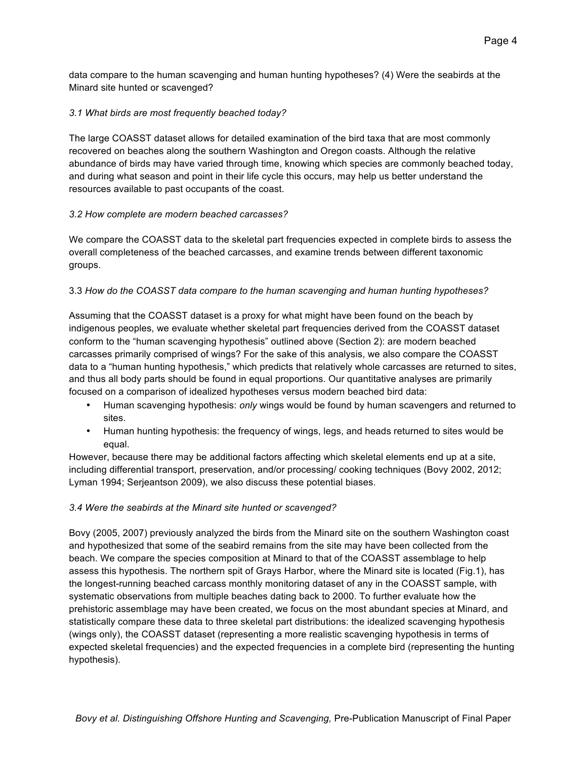data compare to the human scavenging and human hunting hypotheses? (4) Were the seabirds at the Minard site hunted or scavenged?

### *3.1 What birds are most frequently beached today?*

The large COASST dataset allows for detailed examination of the bird taxa that are most commonly recovered on beaches along the southern Washington and Oregon coasts. Although the relative abundance of birds may have varied through time, knowing which species are commonly beached today, and during what season and point in their life cycle this occurs, may help us better understand the resources available to past occupants of the coast.

### *3.2 How complete are modern beached carcasses?*

We compare the COASST data to the skeletal part frequencies expected in complete birds to assess the overall completeness of the beached carcasses, and examine trends between different taxonomic groups.

### 3.3 *How do the COASST data compare to the human scavenging and human hunting hypotheses?*

Assuming that the COASST dataset is a proxy for what might have been found on the beach by indigenous peoples, we evaluate whether skeletal part frequencies derived from the COASST dataset conform to the "human scavenging hypothesis" outlined above (Section 2): are modern beached carcasses primarily comprised of wings? For the sake of this analysis, we also compare the COASST data to a "human hunting hypothesis," which predicts that relatively whole carcasses are returned to sites, and thus all body parts should be found in equal proportions. Our quantitative analyses are primarily focused on a comparison of idealized hypotheses versus modern beached bird data:

- Human scavenging hypothesis: *only* wings would be found by human scavengers and returned to sites.
- Human hunting hypothesis: the frequency of wings, legs, and heads returned to sites would be equal.

However, because there may be additional factors affecting which skeletal elements end up at a site, including differential transport, preservation, and/or processing/ cooking techniques (Bovy 2002, 2012; Lyman 1994; Serjeantson 2009), we also discuss these potential biases.

### *3.4 Were the seabirds at the Minard site hunted or scavenged?*

Bovy (2005, 2007) previously analyzed the birds from the Minard site on the southern Washington coast and hypothesized that some of the seabird remains from the site may have been collected from the beach. We compare the species composition at Minard to that of the COASST assemblage to help assess this hypothesis. The northern spit of Grays Harbor, where the Minard site is located (Fig.1), has the longest-running beached carcass monthly monitoring dataset of any in the COASST sample, with systematic observations from multiple beaches dating back to 2000. To further evaluate how the prehistoric assemblage may have been created, we focus on the most abundant species at Minard, and statistically compare these data to three skeletal part distributions: the idealized scavenging hypothesis (wings only), the COASST dataset (representing a more realistic scavenging hypothesis in terms of expected skeletal frequencies) and the expected frequencies in a complete bird (representing the hunting hypothesis).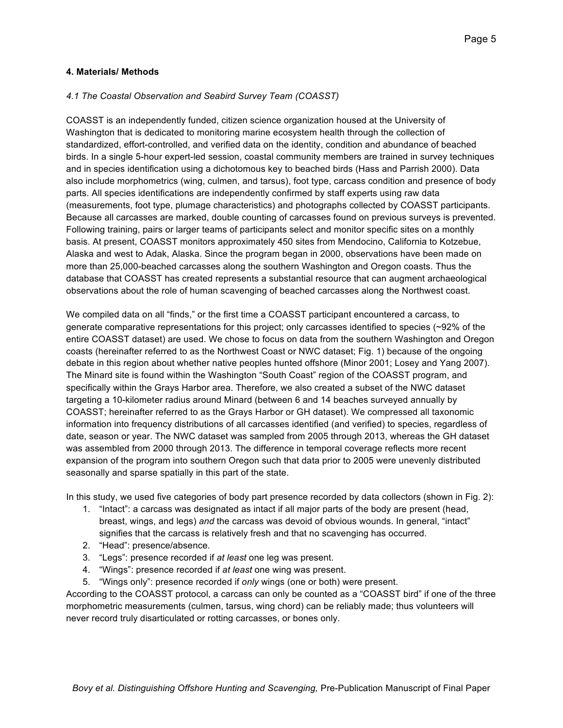### 4. Materials/ Methods

*4.1 The Coastal Observation and Seabird Survey Team (COASST)*

COASST is an independently funded, citizen science organization housed at the University of Washington that is dedicated to monitoring marine ecosystem health through the collection of standardized, effort-controlled, and verified data on the identity, condition and abundance of beached birds. In a single 5-hour expert-led session, coastal community members are trained in survey techniques and in species identification using a dichotomous key to beached birds (Hass and Parrish 2000). Data also include morphometrics (wing, culmen, and tarsus), foot type, carcass condition and presence of body parts. All species identifications are independently confirmed by staff experts using raw data (measurements, foot type, plumage characteristics) and photographs collected by COASST participants. Because all carcasses are marked, double counting of carcasses found on previous surveys is prevented. Following training, pairs or larger teams of participants select and monitor specific sites on a monthly basis. At present, COASST monitors approximately 450 sites from Mendocino, California to Kotzebue, Alaska and west to Adak, Alaska. Since the program began in 2000, observations have been made on more than 25,000-beached carcasses along the southern Washington and Oregon coasts. Thus the database that COASST has created represents a substantial resource that can augment archaeological observations about the role of human scavenging of beached carcasses along the Northwest coast.

We compiled data on all "finds," or the first time a COASST participant encountered a carcass, to generate comparative representations for this project; only carcasses identified to species (~92% of the entire COASST dataset) are used. We chose to focus on data from the southern Washington and Oregon coasts (hereinafter referred to as the Northwest Coast or NWC dataset; Fig. 1) because of the ongoing debate in this region about whether native peoples hunted offshore (Minor 2001; Losey and Yang 2007). The Minard site is found within the Washington "South Coast" region of the COASST program, and specifically within the Grays Harbor area. Therefore, we also created a subset of the NWC dataset targeting a 10-kilometer radius around Minard (between 6 and 14 beaches surveyed annually by COASST; hereinafter referred to as the Grays Harbor or GH dataset). We compressed all taxonomic information into frequency distributions of all carcasses identified (and verified) to species, regardless of date, season or year. The NWC dataset was sampled from 2005 through 2013, whereas the GH dataset was assembled from 2000 through 2013. The difference in temporal coverage reflects more recent expansion of the program into southern Oregon such that data prior to 2005 were unevenly distributed seasonally and sparse spatially in this part of the state.

In this study, we used five categories of body part presence recorded by data collectors (shown in Fig. 2):

1. "Intact": a carcass was designated as intact if all major parts of the body are present (head, breast, wings, and legs) *and* the carcass was devoid of obvious wounds. In general, "intact" signifies that the carcass is relatively fresh and that no scavenging has occurred.
2. "Head": presence/absence.
3. "Legs": presence recorded if *at least* one leg was present.
4. "Wings": presence recorded if *at least* one wing was present.
5. "Wings only": presence recorded if *only* wings (one or both) were present.

According to the COASST protocol, a carcass can only be counted as a "COASST bird" if one of the three morphometric measurements (culmen, tarsus, wing chord) can be reliably made; thus volunteers will never record truly disarticulated or rotting carcasses, or bones only.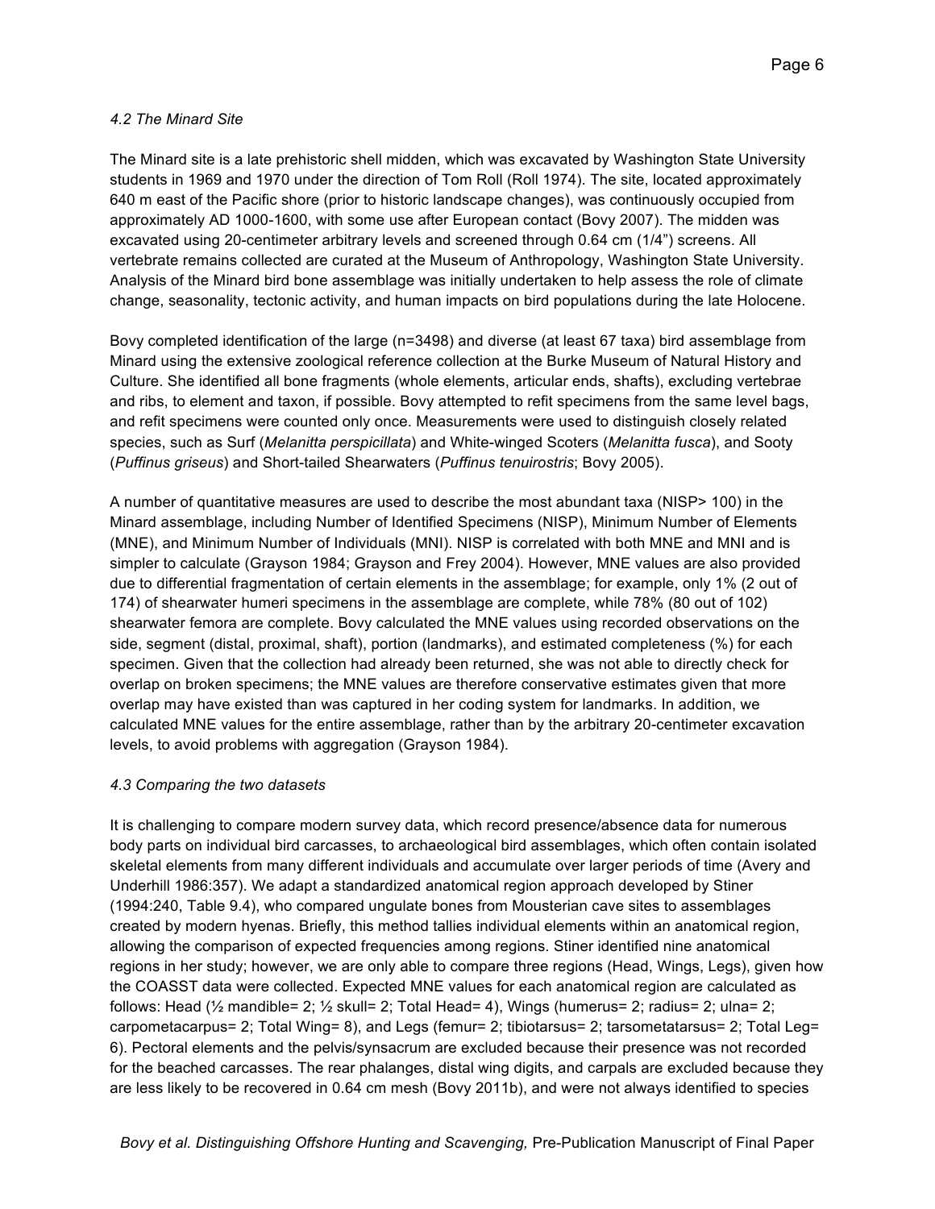### *4.2 The Minard Site*

The Minard site is a late prehistoric shell midden, which was excavated by Washington State University students in 1969 and 1970 under the direction of Tom Roll (Roll 1974). The site, located approximately 640 m east of the Pacific shore (prior to historic landscape changes), was continuously occupied from approximately AD 1000-1600, with some use after European contact (Bovy 2007). The midden was excavated using 20-centimeter arbitrary levels and screened through 0.64 cm (1/4") screens. All vertebrate remains collected are curated at the Museum of Anthropology, Washington State University. Analysis of the Minard bird bone assemblage was initially undertaken to help assess the role of climate change, seasonality, tectonic activity, and human impacts on bird populations during the late Holocene.

Bovy completed identification of the large (n=3498) and diverse (at least 67 taxa) bird assemblage from Minard using the extensive zoological reference collection at the Burke Museum of Natural History and Culture. She identified all bone fragments (whole elements, articular ends, shafts), excluding vertebrae and ribs, to element and taxon, if possible. Bovy attempted to refit specimens from the same level bags, and refit specimens were counted only once. Measurements were used to distinguish closely related species, such as Surf (*Melanitta perspicillata*) and White-winged Scoters (*Melanitta fusca*), and Sooty (*Puffinus griseus*) and Short-tailed Shearwaters (*Puffinus tenuirostris*; Bovy 2005).

A number of quantitative measures are used to describe the most abundant taxa (NISP> 100) in the Minard assemblage, including Number of Identified Specimens (NISP), Minimum Number of Elements (MNE), and Minimum Number of Individuals (MNI). NISP is correlated with both MNE and MNI and is simpler to calculate (Grayson 1984; Grayson and Frey 2004). However, MNE values are also provided due to differential fragmentation of certain elements in the assemblage; for example, only 1% (2 out of 174) of shearwater humeri specimens in the assemblage are complete, while 78% (80 out of 102) shearwater femora are complete. Bovy calculated the MNE values using recorded observations on the side, segment (distal, proximal, shaft), portion (landmarks), and estimated completeness (%) for each specimen. Given that the collection had already been returned, she was not able to directly check for overlap on broken specimens; the MNE values are therefore conservative estimates given that more overlap may have existed than was captured in her coding system for landmarks. In addition, we calculated MNE values for the entire assemblage, rather than by the arbitrary 20-centimeter excavation levels, to avoid problems with aggregation (Grayson 1984).

### *4.3 Comparing the two datasets*

It is challenging to compare modern survey data, which record presence/absence data for numerous body parts on individual bird carcasses, to archaeological bird assemblages, which often contain isolated skeletal elements from many different individuals and accumulate over larger periods of time (Avery and Underhill 1986:357). We adapt a standardized anatomical region approach developed by Stiner (1994:240, Table 9.4), who compared ungulate bones from Mousterian cave sites to assemblages created by modern hyenas. Briefly, this method tallies individual elements within an anatomical region, allowing the comparison of expected frequencies among regions. Stiner identified nine anatomical regions in her study; however, we are only able to compare three regions (Head, Wings, Legs), given how the COASST data were collected. Expected MNE values for each anatomical region are calculated as follows: Head (½ mandible= 2; ½ skull= 2; Total Head= 4), Wings (humerus= 2; radius= 2; ulna= 2; carpometacarpus= 2; Total Wing= 8), and Legs (femur= 2; tibiotarsus= 2; tarsometatarsus= 2; Total Leg= 6). Pectoral elements and the pelvis/synsacrum are excluded because their presence was not recorded for the beached carcasses. The rear phalanges, distal wing digits, and carpals are excluded because they are less likely to be recovered in 0.64 cm mesh (Bovy 2011b), and were not always identified to species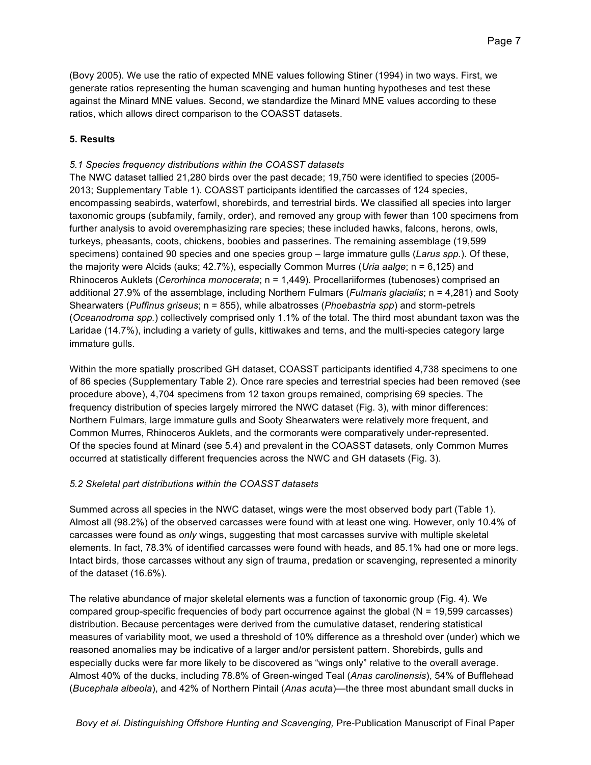(Bovy 2005). We use the ratio of expected MNE values following Stiner (1994) in two ways. First, we generate ratios representing the human scavenging and human hunting hypotheses and test these against the Minard MNE values. Second, we standardize the Minard MNE values according to these ratios, which allows direct comparison to the COASST datasets.

## 5. Results

### *5.1 Species frequency distributions within the COASST datasets*

The NWC dataset tallied 21,280 birds over the past decade; 19,750 were identified to species (2005-2013; Supplementary Table 1). COASST participants identified the carcasses of 124 species, encompassing seabirds, waterfowl, shorebirds, and terrestrial birds. We classified all species into larger taxonomic groups (subfamily, family, order), and removed any group with fewer than 100 specimens from further analysis to avoid overemphasizing rare species; these included hawks, falcons, herons, owls, turkeys, pheasants, coots, chickens, boobies and passerines. The remaining assemblage (19,599 specimens) contained 90 species and one species group – large immature gulls (*Larus spp.*). Of these, the majority were Alcids (auks; 42.7%), especially Common Murres (*Uria aalge*; n = 6,125) and Rhinoceros Auklets (*Cerorhinca monocerata*; n = 1,449). Procellariiformes (tubenoses) comprised an additional 27.9% of the assemblage, including Northern Fulmars (*Fulmaris glacialis*; n = 4,281) and Sooty Shearwaters (*Puffinus griseus*; n = 855), while albatrosses (*Phoebastria spp*) and storm-petrels (*Oceanodroma spp.*) collectively comprised only 1.1% of the total. The third most abundant taxon was the Laridae (14.7%), including a variety of gulls, kittiwakes and terns, and the multi-species category large immature gulls.

Within the more spatially proscribed GH dataset, COASST participants identified 4,738 specimens to one of 86 species (Supplementary Table 2). Once rare species and terrestrial species had been removed (see procedure above), 4,704 specimens from 12 taxon groups remained, comprising 69 species. The frequency distribution of species largely mirrored the NWC dataset (Fig. 3), with minor differences: Northern Fulmars, large immature gulls and Sooty Shearwaters were relatively more frequent, and Common Murres, Rhinoceros Auklets, and the cormorants were comparatively under-represented. Of the species found at Minard (see 5.4) and prevalent in the COASST datasets, only Common Murres occurred at statistically different frequencies across the NWC and GH datasets (Fig. 3).

### *5.2 Skeletal part distributions within the COASST datasets*

Summed across all species in the NWC dataset, wings were the most observed body part (Table 1). Almost all (98.2%) of the observed carcasses were found with at least one wing. However, only 10.4% of carcasses were found as *only* wings, suggesting that most carcasses survive with multiple skeletal elements. In fact, 78.3% of identified carcasses were found with heads, and 85.1% had one or more legs. Intact birds, those carcasses without any sign of trauma, predation or scavenging, represented a minority of the dataset (16.6%).

The relative abundance of major skeletal elements was a function of taxonomic group (Fig. 4). We compared group-specific frequencies of body part occurrence against the global (N = 19,599 carcasses) distribution. Because percentages were derived from the cumulative dataset, rendering statistical measures of variability moot, we used a threshold of 10% difference as a threshold over (under) which we reasoned anomalies may be indicative of a larger and/or persistent pattern. Shorebirds, gulls and especially ducks were far more likely to be discovered as "wings only" relative to the overall average. Almost 40% of the ducks, including 78.8% of Green-winged Teal (*Anas carolinensis*), 54% of Bufflehead (*Bucephala albeola*), and 42% of Northern Pintail (*Anas acuta*)—the three most abundant small ducks in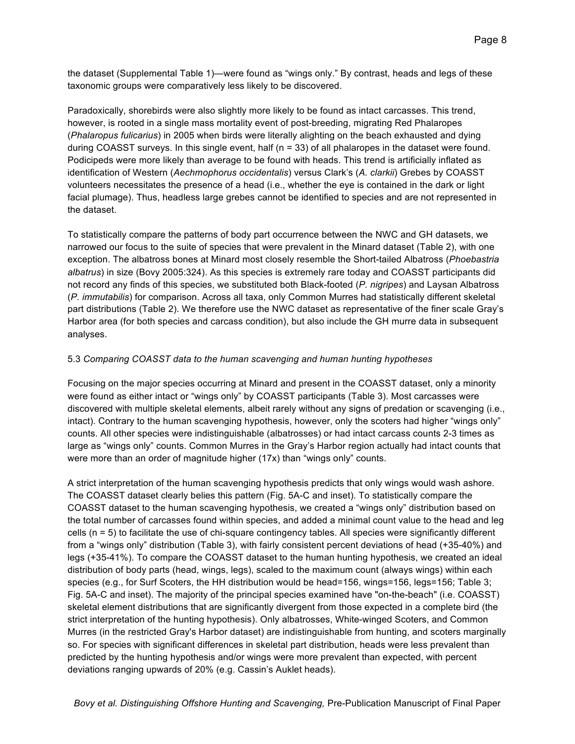the dataset (Supplemental Table 1)—were found as "wings only." By contrast, heads and legs of these taxonomic groups were comparatively less likely to be discovered.

Paradoxically, shorebirds were also slightly more likely to be found as intact carcasses. This trend, however, is rooted in a single mass mortality event of post-breeding, migrating Red Phalaropes (*Phalaropus fulicarius*) in 2005 when birds were literally alighting on the beach exhausted and dying during COASST surveys. In this single event, half (n = 33) of all phalaropes in the dataset were found. Podicipeds were more likely than average to be found with heads. This trend is artificially inflated as identification of Western (*Aechmophorus occidentalis*) versus Clark's (*A. clarkii*) Grebes by COASST volunteers necessitates the presence of a head (i.e., whether the eye is contained in the dark or light facial plumage). Thus, headless large grebes cannot be identified to species and are not represented in the dataset.

To statistically compare the patterns of body part occurrence between the NWC and GH datasets, we narrowed our focus to the suite of species that were prevalent in the Minard dataset (Table 2), with one exception. The albatross bones at Minard most closely resemble the Short-tailed Albatross (*Phoebastria albatrus*) in size (Bovy 2005:324). As this species is extremely rare today and COASST participants did not record any finds of this species, we substituted both Black-footed (*P. nigripes*) and Laysan Albatross (*P. immutabilis*) for comparison. Across all taxa, only Common Murres had statistically different skeletal part distributions (Table 2). We therefore use the NWC dataset as representative of the finer scale Gray's Harbor area (for both species and carcass condition), but also include the GH murre data in subsequent analyses.

### 5.3 *Comparing COASST data to the human scavenging and human hunting hypotheses*

Focusing on the major species occurring at Minard and present in the COASST dataset, only a minority were found as either intact or "wings only" by COASST participants (Table 3). Most carcasses were discovered with multiple skeletal elements, albeit rarely without any signs of predation or scavenging (i.e., intact). Contrary to the human scavenging hypothesis, however, only the scoters had higher "wings only" counts. All other species were indistinguishable (albatrosses) or had intact carcass counts 2-3 times as large as "wings only" counts. Common Murres in the Gray's Harbor region actually had intact counts that were more than an order of magnitude higher (17x) than "wings only" counts.

A strict interpretation of the human scavenging hypothesis predicts that only wings would wash ashore. The COASST dataset clearly belies this pattern (Fig. 5A-C and inset). To statistically compare the COASST dataset to the human scavenging hypothesis, we created a "wings only" distribution based on the total number of carcasses found within species, and added a minimal count value to the head and leg cells (n = 5) to facilitate the use of chi-square contingency tables. All species were significantly different from a "wings only" distribution (Table 3), with fairly consistent percent deviations of head (+35-40%) and legs (+35-41%). To compare the COASST dataset to the human hunting hypothesis, we created an ideal distribution of body parts (head, wings, legs), scaled to the maximum count (always wings) within each species (e.g., for Surf Scoters, the HH distribution would be head=156, wings=156, legs=156; Table 3; Fig. 5A-C and inset). The majority of the principal species examined have "on-the-beach" (i.e. COASST) skeletal element distributions that are significantly divergent from those expected in a complete bird (the strict interpretation of the hunting hypothesis). Only albatrosses, White-winged Scoters, and Common Murres (in the restricted Gray's Harbor dataset) are indistinguishable from hunting, and scoters marginally so. For species with significant differences in skeletal part distribution, heads were less prevalent than predicted by the hunting hypothesis and/or wings were more prevalent than expected, with percent deviations ranging upwards of 20% (e.g. Cassin's Auklet heads).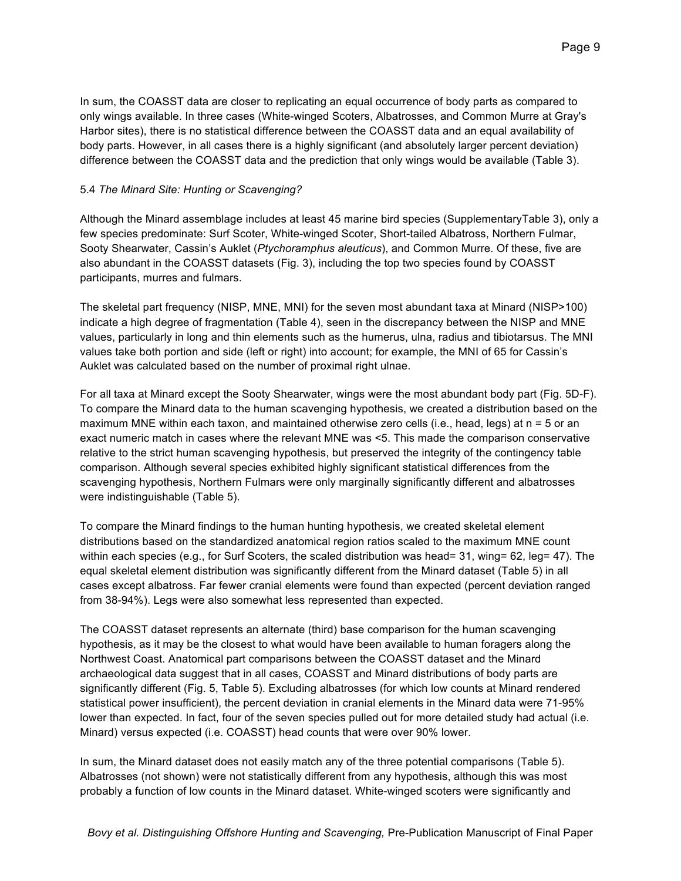In sum, the COASST data are closer to replicating an equal occurrence of body parts as compared to only wings available. In three cases (White-winged Scoters, Albatrosses, and Common Murre at Gray's Harbor sites), there is no statistical difference between the COASST data and an equal availability of body parts. However, in all cases there is a highly significant (and absolutely larger percent deviation) difference between the COASST data and the prediction that only wings would be available (Table 3).

### 5.4 *The Minard Site: Hunting or Scavenging?*

Although the Minard assemblage includes at least 45 marine bird species (SupplementaryTable 3), only a few species predominate: Surf Scoter, White-winged Scoter, Short-tailed Albatross, Northern Fulmar, Sooty Shearwater, Cassin's Auklet (*Ptychoramphus aleuticus*), and Common Murre. Of these, five are also abundant in the COASST datasets (Fig. 3), including the top two species found by COASST participants, murres and fulmars.

The skeletal part frequency (NISP, MNE, MNI) for the seven most abundant taxa at Minard (NISP>100) indicate a high degree of fragmentation (Table 4), seen in the discrepancy between the NISP and MNE values, particularly in long and thin elements such as the humerus, ulna, radius and tibiotarsus. The MNI values take both portion and side (left or right) into account; for example, the MNI of 65 for Cassin's Auklet was calculated based on the number of proximal right ulnae.

For all taxa at Minard except the Sooty Shearwater, wings were the most abundant body part (Fig. 5D-F). To compare the Minard data to the human scavenging hypothesis, we created a distribution based on the maximum MNE within each taxon, and maintained otherwise zero cells (i.e., head, legs) at n = 5 or an exact numeric match in cases where the relevant MNE was <5. This made the comparison conservative relative to the strict human scavenging hypothesis, but preserved the integrity of the contingency table comparison. Although several species exhibited highly significant statistical differences from the scavenging hypothesis, Northern Fulmars were only marginally significantly different and albatrosses were indistinguishable (Table 5).

To compare the Minard findings to the human hunting hypothesis, we created skeletal element distributions based on the standardized anatomical region ratios scaled to the maximum MNE count within each species (e.g., for Surf Scoters, the scaled distribution was head= 31, wing= 62, leg= 47). The equal skeletal element distribution was significantly different from the Minard dataset (Table 5) in all cases except albatross. Far fewer cranial elements were found than expected (percent deviation ranged from 38-94%). Legs were also somewhat less represented than expected.

The COASST dataset represents an alternate (third) base comparison for the human scavenging hypothesis, as it may be the closest to what would have been available to human foragers along the Northwest Coast. Anatomical part comparisons between the COASST dataset and the Minard archaeological data suggest that in all cases, COASST and Minard distributions of body parts are significantly different (Fig. 5, Table 5). Excluding albatrosses (for which low counts at Minard rendered statistical power insufficient), the percent deviation in cranial elements in the Minard data were 71-95% lower than expected. In fact, four of the seven species pulled out for more detailed study had actual (i.e. Minard) versus expected (i.e. COASST) head counts that were over 90% lower.

In sum, the Minard dataset does not easily match any of the three potential comparisons (Table 5). Albatrosses (not shown) were not statistically different from any hypothesis, although this was most probably a function of low counts in the Minard dataset. White-winged scoters were significantly and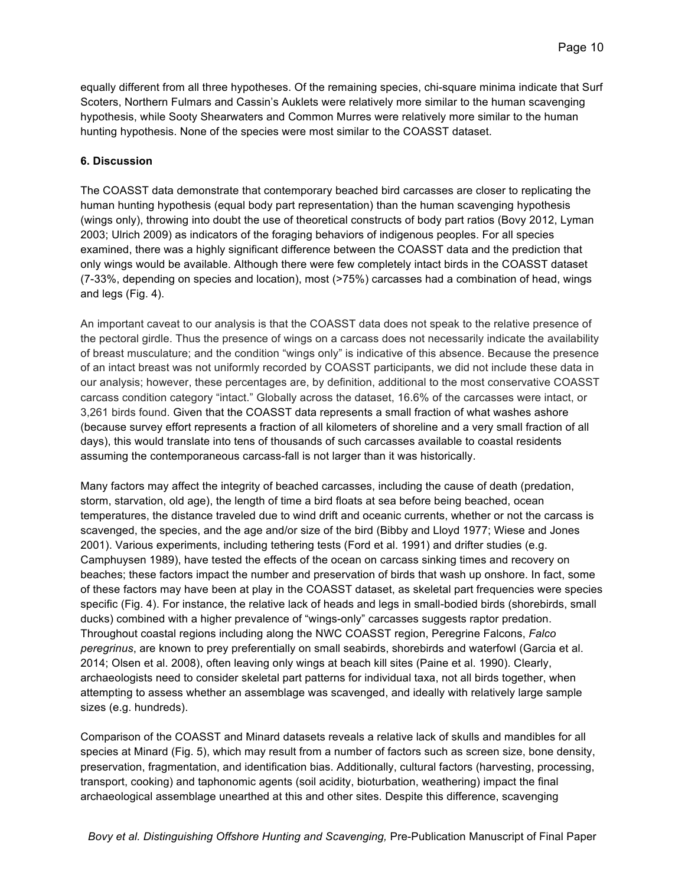equally different from all three hypotheses. Of the remaining species, chi-square minima indicate that Surf Scoters, Northern Fulmars and Cassin's Auklets were relatively more similar to the human scavenging hypothesis, while Sooty Shearwaters and Common Murres were relatively more similar to the human hunting hypothesis. None of the species were most similar to the COASST dataset.

**6. Discussion**

The COASST data demonstrate that contemporary beached bird carcasses are closer to replicating the human hunting hypothesis (equal body part representation) than the human scavenging hypothesis (wings only), throwing into doubt the use of theoretical constructs of body part ratios (Bovy 2012, Lyman 2003; Ulrich 2009) as indicators of the foraging behaviors of indigenous peoples. For all species examined, there was a highly significant difference between the COASST data and the prediction that only wings would be available. Although there were few completely intact birds in the COASST dataset (7-33%, depending on species and location), most (>75%) carcasses had a combination of head, wings and legs (Fig. 4).

An important caveat to our analysis is that the COASST data does not speak to the relative presence of the pectoral girdle. Thus the presence of wings on a carcass does not necessarily indicate the availability of breast musculature; and the condition "wings only" is indicative of this absence. Because the presence of an intact breast was not uniformly recorded by COASST participants, we did not include these data in our analysis; however, these percentages are, by definition, additional to the most conservative COASST carcass condition category "intact." Globally across the dataset, 16.6% of the carcasses were intact, or 3,261 birds found. Given that the COASST data represents a small fraction of what washes ashore (because survey effort represents a fraction of all kilometers of shoreline and a very small fraction of all days), this would translate into tens of thousands of such carcasses available to coastal residents assuming the contemporaneous carcass-fall is not larger than it was historically.

Many factors may affect the integrity of beached carcasses, including the cause of death (predation, storm, starvation, old age), the length of time a bird floats at sea before being beached, ocean temperatures, the distance traveled due to wind drift and oceanic currents, whether or not the carcass is scavenged, the species, and the age and/or size of the bird (Bibby and Lloyd 1977; Wiese and Jones 2001). Various experiments, including tethering tests (Ford et al. 1991) and drifter studies (e.g. Camphuysen 1989), have tested the effects of the ocean on carcass sinking times and recovery on beaches; these factors impact the number and preservation of birds that wash up onshore. In fact, some of these factors may have been at play in the COASST dataset, as skeletal part frequencies were species specific (Fig. 4). For instance, the relative lack of heads and legs in small-bodied birds (shorebirds, small ducks) combined with a higher prevalence of "wings-only" carcasses suggests raptor predation. Throughout coastal regions including along the NWC COASST region, Peregrine Falcons, *Falco peregrinus*, are known to prey preferentially on small seabirds, shorebirds and waterfowl (Garcia et al. 2014; Olsen et al. 2008), often leaving only wings at beach kill sites (Paine et al. 1990). Clearly, archaeologists need to consider skeletal part patterns for individual taxa, not all birds together, when attempting to assess whether an assemblage was scavenged, and ideally with relatively large sample sizes (e.g. hundreds).

Comparison of the COASST and Minard datasets reveals a relative lack of skulls and mandibles for all species at Minard (Fig. 5), which may result from a number of factors such as screen size, bone density, preservation, fragmentation, and identification bias. Additionally, cultural factors (harvesting, processing, transport, cooking) and taphonomic agents (soil acidity, bioturbation, weathering) impact the final archaeological assemblage unearthed at this and other sites. Despite this difference, scavenging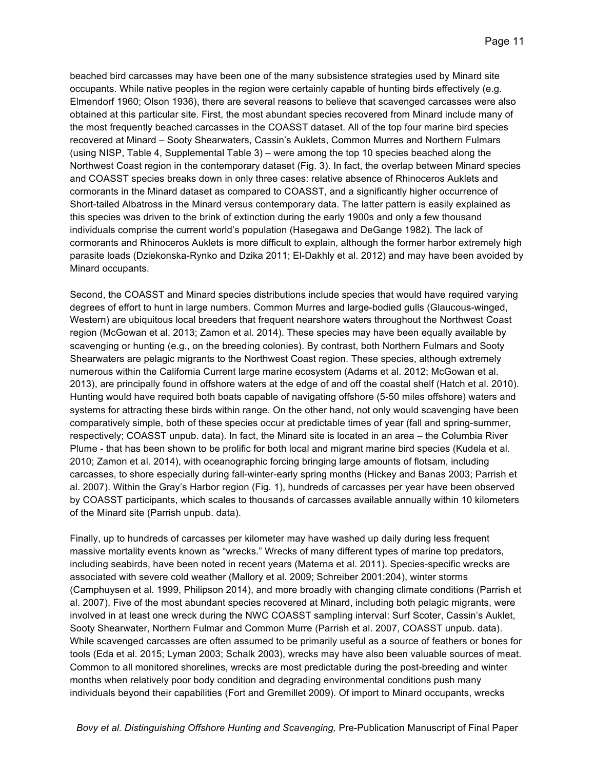beached bird carcasses may have been one of the many subsistence strategies used by Minard site occupants. While native peoples in the region were certainly capable of hunting birds effectively (e.g. Elmendorf 1960; Olson 1936), there are several reasons to believe that scavenged carcasses were also obtained at this particular site. First, the most abundant species recovered from Minard include many of the most frequently beached carcasses in the COASST dataset. All of the top four marine bird species recovered at Minard – Sooty Shearwaters, Cassin's Auklets, Common Murres and Northern Fulmars (using NISP, Table 4, Supplemental Table 3) – were among the top 10 species beached along the Northwest Coast region in the contemporary dataset (Fig. 3). In fact, the overlap between Minard species and COASST species breaks down in only three cases: relative absence of Rhinoceros Auklets and cormorants in the Minard dataset as compared to COASST, and a significantly higher occurrence of Short-tailed Albatross in the Minard versus contemporary data. The latter pattern is easily explained as this species was driven to the brink of extinction during the early 1900s and only a few thousand individuals comprise the current world's population (Hasegawa and DeGange 1982). The lack of cormorants and Rhinoceros Auklets is more difficult to explain, although the former harbor extremely high parasite loads (Dziekonska-Rynko and Dzika 2011; El-Dakhly et al. 2012) and may have been avoided by Minard occupants.

Second, the COASST and Minard species distributions include species that would have required varying degrees of effort to hunt in large numbers. Common Murres and large-bodied gulls (Glaucous-winged, Western) are ubiquitous local breeders that frequent nearshore waters throughout the Northwest Coast region (McGowan et al. 2013; Zamon et al. 2014). These species may have been equally available by scavenging or hunting (e.g., on the breeding colonies). By contrast, both Northern Fulmars and Sooty Shearwaters are pelagic migrants to the Northwest Coast region. These species, although extremely numerous within the California Current large marine ecosystem (Adams et al. 2012; McGowan et al. 2013), are principally found in offshore waters at the edge of and off the coastal shelf (Hatch et al. 2010). Hunting would have required both boats capable of navigating offshore (5-50 miles offshore) waters and systems for attracting these birds within range. On the other hand, not only would scavenging have been comparatively simple, both of these species occur at predictable times of year (fall and spring-summer, respectively; COASST unpub. data). In fact, the Minard site is located in an area – the Columbia River Plume - that has been shown to be prolific for both local and migrant marine bird species (Kudela et al. 2010; Zamon et al. 2014), with oceanographic forcing bringing large amounts of flotsam, including carcasses, to shore especially during fall-winter-early spring months (Hickey and Banas 2003; Parrish et al. 2007). Within the Gray's Harbor region (Fig. 1), hundreds of carcasses per year have been observed by COASST participants, which scales to thousands of carcasses available annually within 10 kilometers of the Minard site (Parrish unpub. data).

Finally, up to hundreds of carcasses per kilometer may have washed up daily during less frequent massive mortality events known as "wrecks." Wrecks of many different types of marine top predators, including seabirds, have been noted in recent years (Materna et al. 2011). Species-specific wrecks are associated with severe cold weather (Mallory et al. 2009; Schreiber 2001:204), winter storms (Camphuysen et al. 1999, Philipson 2014), and more broadly with changing climate conditions (Parrish et al. 2007). Five of the most abundant species recovered at Minard, including both pelagic migrants, were involved in at least one wreck during the NWC COASST sampling interval: Surf Scoter, Cassin's Auklet, Sooty Shearwater, Northern Fulmar and Common Murre (Parrish et al. 2007, COASST unpub. data). While scavenged carcasses are often assumed to be primarily useful as a source of feathers or bones for tools (Eda et al. 2015; Lyman 2003; Schalk 2003), wrecks may have also been valuable sources of meat. Common to all monitored shorelines, wrecks are most predictable during the post-breeding and winter months when relatively poor body condition and degrading environmental conditions push many individuals beyond their capabilities (Fort and Gremillet 2009). Of import to Minard occupants, wrecks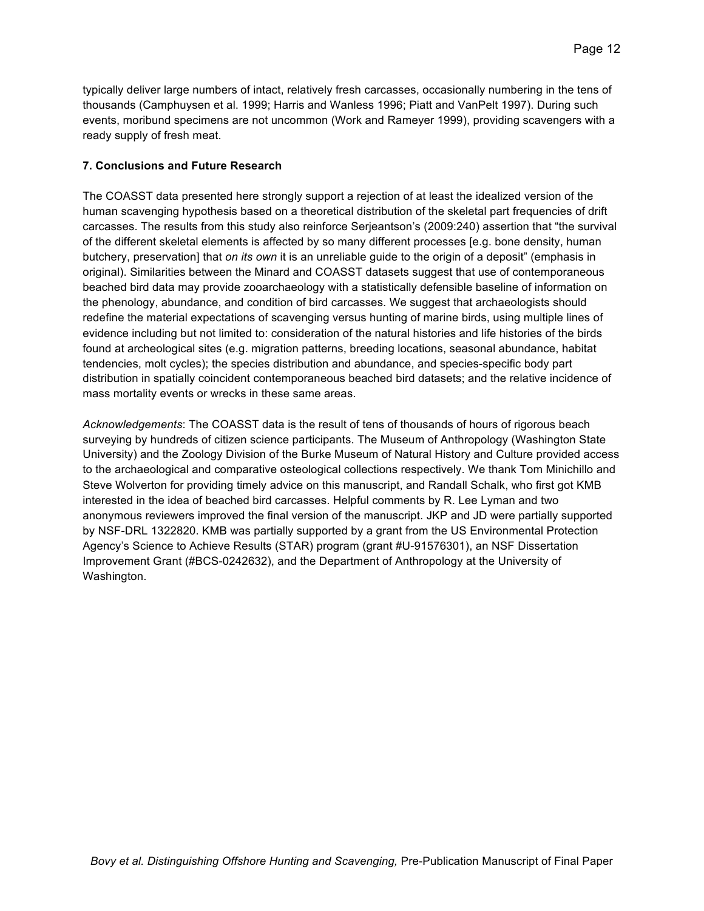typically deliver large numbers of intact, relatively fresh carcasses, occasionally numbering in the tens of thousands (Camphuysen et al. 1999; Harris and Wanless 1996; Piatt and VanPelt 1997). During such events, moribund specimens are not uncommon (Work and Rameyer 1999), providing scavengers with a ready supply of fresh meat.

**7. Conclusions and Future Research**

The COASST data presented here strongly support a rejection of at least the idealized version of the human scavenging hypothesis based on a theoretical distribution of the skeletal part frequencies of drift carcasses. The results from this study also reinforce Serjeantson's (2009:240) assertion that "the survival of the different skeletal elements is affected by so many different processes [e.g. bone density, human butchery, preservation] that *on its own* it is an unreliable guide to the origin of a deposit" (emphasis in original). Similarities between the Minard and COASST datasets suggest that use of contemporaneous beached bird data may provide zooarchaeology with a statistically defensible baseline of information on the phenology, abundance, and condition of bird carcasses. We suggest that archaeologists should redefine the material expectations of scavenging versus hunting of marine birds, using multiple lines of evidence including but not limited to: consideration of the natural histories and life histories of the birds found at archeological sites (e.g. migration patterns, breeding locations, seasonal abundance, habitat tendencies, molt cycles); the species distribution and abundance, and species-specific body part distribution in spatially coincident contemporaneous beached bird datasets; and the relative incidence of mass mortality events or wrecks in these same areas.

*Acknowledgements*: The COASST data is the result of tens of thousands of hours of rigorous beach surveying by hundreds of citizen science participants. The Museum of Anthropology (Washington State University) and the Zoology Division of the Burke Museum of Natural History and Culture provided access to the archaeological and comparative osteological collections respectively. We thank Tom Minichillo and Steve Wolverton for providing timely advice on this manuscript, and Randall Schalk, who first got KMB interested in the idea of beached bird carcasses. Helpful comments by R. Lee Lyman and two anonymous reviewers improved the final version of the manuscript. JKP and JD were partially supported by NSF-DRL 1322820. KMB was partially supported by a grant from the US Environmental Protection Agency's Science to Achieve Results (STAR) program (grant #U-91576301), an NSF Dissertation Improvement Grant (#BCS-0242632), and the Department of Anthropology at the University of Washington.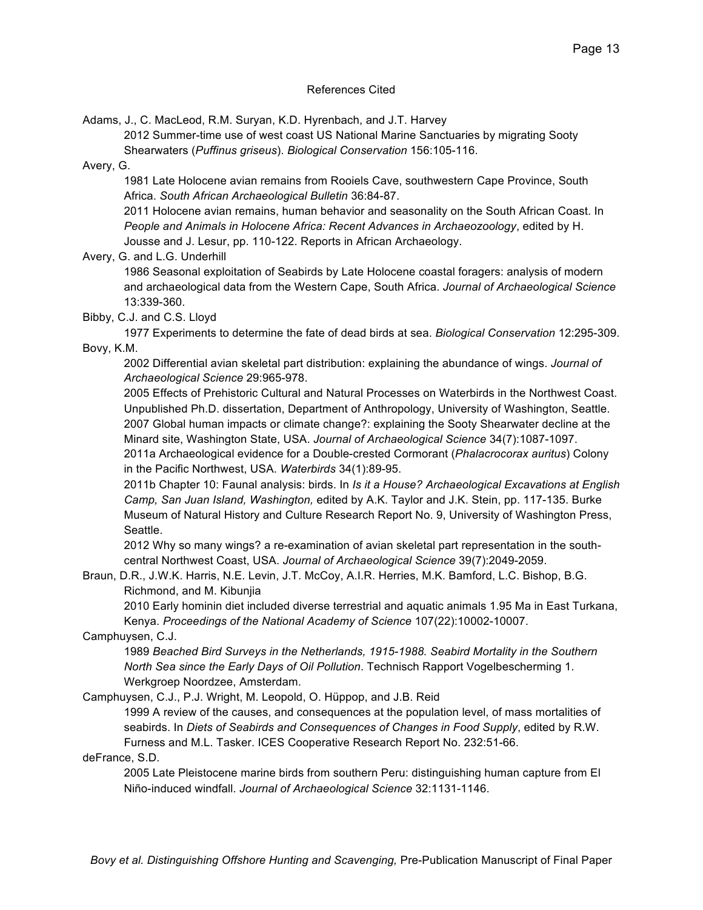## References Cited

Adams, J., C. MacLeod, R.M. Suryan, K.D. Hyrenbach, and J.T. Harvey
2012 Summer-time use of west coast US National Marine Sanctuaries by migrating Sooty Shearwaters (*Puffinus griseus*). *Biological Conservation* 156:105-116.

Avery, G.
1981 Late Holocene avian remains from Rooiels Cave, southwestern Cape Province, South Africa. *South African Archaeological Bulletin* 36:84-87.
2011 Holocene avian remains, human behavior and seasonality on the South African Coast. In *People and Animals in Holocene Africa: Recent Advances in Archaeozoology*, edited by H. Jousse and J. Lesur, pp. 110-122. Reports in African Archaeology.

Avery, G. and L.G. Underhill
1986 Seasonal exploitation of Seabirds by Late Holocene coastal foragers: analysis of modern and archaeological data from the Western Cape, South Africa. *Journal of Archaeological Science* 13:339-360.

Bibby, C.J. and C.S. Lloyd
1977 Experiments to determine the fate of dead birds at sea. *Biological Conservation* 12:295-309.

Bovy, K.M.
2002 Differential avian skeletal part distribution: explaining the abundance of wings. *Journal of Archaeological Science* 29:965-978.
2005 Effects of Prehistoric Cultural and Natural Processes on Waterbirds in the Northwest Coast. Unpublished Ph.D. dissertation, Department of Anthropology, University of Washington, Seattle.
2007 Global human impacts or climate change?: explaining the Sooty Shearwater decline at the Minard site, Washington State, USA. *Journal of Archaeological Science* 34(7):1087-1097.
2011a Archaeological evidence for a Double-crested Cormorant (*Phalacrocorax auritus*) Colony in the Pacific Northwest, USA. *Waterbirds* 34(1):89-95.
2011b Chapter 10: Faunal analysis: birds. In *Is it a House? Archaeological Excavations at English Camp, San Juan Island, Washington,* edited by A.K. Taylor and J.K. Stein, pp. 117-135. Burke Museum of Natural History and Culture Research Report No. 9, University of Washington Press, Seattle.
2012 Why so many wings? a re-examination of avian skeletal part representation in the south-central Northwest Coast, USA. *Journal of Archaeological Science* 39(7):2049-2059.

Braun, D.R., J.W.K. Harris, N.E. Levin, J.T. McCoy, A.I.R. Herries, M.K. Bamford, L.C. Bishop, B.G. Richmond, and M. Kibunjia
2010 Early hominin diet included diverse terrestrial and aquatic animals 1.95 Ma in East Turkana, Kenya. *Proceedings of the National Academy of Science* 107(22):10002-10007.

Camphuysen, C.J.
1989 *Beached Bird Surveys in the Netherlands, 1915-1988. Seabird Mortality in the Southern North Sea since the Early Days of Oil Pollution*. Technisch Rapport Vogelbescherming 1. Werkgroep Noordzee, Amsterdam.

Camphuysen, C.J., P.J. Wright, M. Leopold, O. Hüppop, and J.B. Reid
1999 A review of the causes, and consequences at the population level, of mass mortalities of seabirds. In *Diets of Seabirds and Consequences of Changes in Food Supply*, edited by R.W. Furness and M.L. Tasker. ICES Cooperative Research Report No. 232:51-66.

deFrance, S.D.
2005 Late Pleistocene marine birds from southern Peru: distinguishing human capture from El Niño-induced windfall. *Journal of Archaeological Science* 32:1131-1146.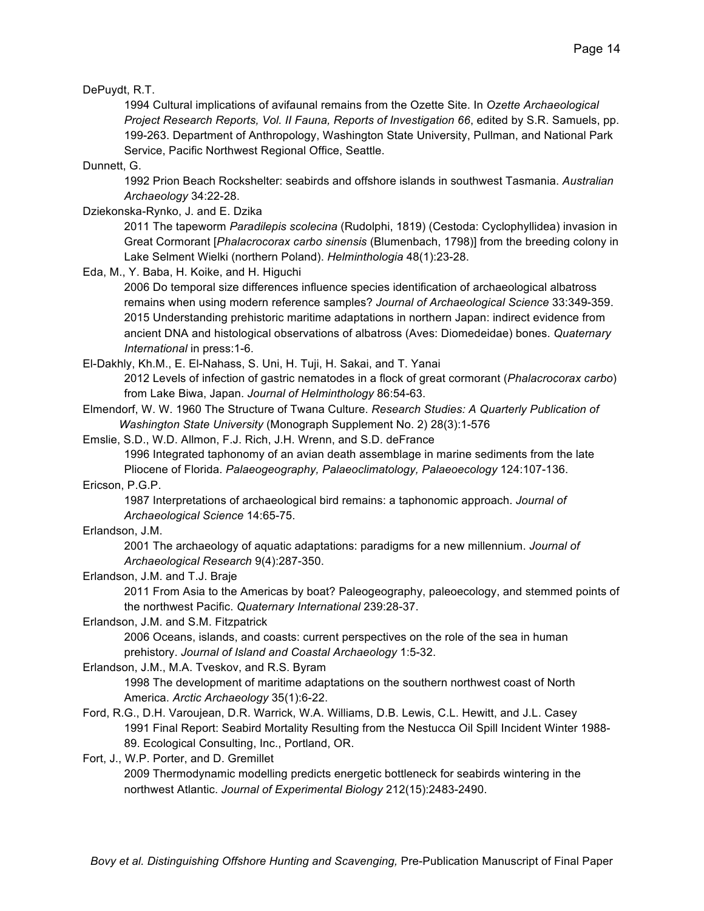DePuydt, R.T.

1994 Cultural implications of avifaunal remains from the Ozette Site. In *Ozette Archaeological Project Research Reports, Vol. II Fauna, Reports of Investigation 66*, edited by S.R. Samuels, pp. 199-263. Department of Anthropology, Washington State University, Pullman, and National Park Service, Pacific Northwest Regional Office, Seattle.

Dunnett, G.

1992 Prion Beach Rockshelter: seabirds and offshore islands in southwest Tasmania. *Australian Archaeology* 34:22-28.

Dziekonska-Rynko, J. and E. Dzika

2011 The tapeworm *Paradilepis scolecina* (Rudolphi, 1819) (Cestoda: Cyclophyllidea) invasion in Great Cormorant [*Phalacrocorax carbo sinensis* (Blumenbach, 1798)] from the breeding colony in Lake Selment Wielki (northern Poland). *Helminthologia* 48(1):23-28.

Eda, M., Y. Baba, H. Koike, and H. Higuchi

2006 Do temporal size differences influence species identification of archaeological albatross remains when using modern reference samples? *Journal of Archaeological Science* 33:349-359.

2015 Understanding prehistoric maritime adaptations in northern Japan: indirect evidence from ancient DNA and histological observations of albatross (Aves: Diomedeidae) bones. *Quaternary International* in press:1-6.

El-Dakhly, Kh.M., E. El-Nahass, S. Uni, H. Tuji, H. Sakai, and T. Yanai

2012 Levels of infection of gastric nematodes in a flock of great cormorant (*Phalacrocorax carbo*) from Lake Biwa, Japan. *Journal of Helminthology* 86:54-63.

Elmendorf, W. W. 1960 The Structure of Twana Culture. *Research Studies: A Quarterly Publication of Washington State University* (Monograph Supplement No. 2) 28(3):1-576

Emslie, S.D., W.D. Allmon, F.J. Rich, J.H. Wrenn, and S.D. deFrance

1996 Integrated taphonomy of an avian death assemblage in marine sediments from the late Pliocene of Florida. *Palaeogeography, Palaeoclimatology, Palaeoecology* 124:107-136.

Ericson, P.G.P.

1987 Interpretations of archaeological bird remains: a taphonomic approach. *Journal of Archaeological Science* 14:65-75.

Erlandson, J.M.

2001 The archaeology of aquatic adaptations: paradigms for a new millennium. *Journal of Archaeological Research* 9(4):287-350.

Erlandson, J.M. and T.J. Braje

2011 From Asia to the Americas by boat? Paleogeography, paleoecology, and stemmed points of the northwest Pacific. *Quaternary International* 239:28-37.

Erlandson, J.M. and S.M. Fitzpatrick

2006 Oceans, islands, and coasts: current perspectives on the role of the sea in human prehistory. *Journal of Island and Coastal Archaeology* 1:5-32.

Erlandson, J.M., M.A. Tveskov, and R.S. Byram

1998 The development of maritime adaptations on the southern northwest coast of North America. *Arctic Archaeology* 35(1):6-22.

Ford, R.G., D.H. Varoujean, D.R. Warrick, W.A. Williams, D.B. Lewis, C.L. Hewitt, and J.L. Casey

1991 Final Report: Seabird Mortality Resulting from the Nestucca Oil Spill Incident Winter 1988-89. Ecological Consulting, Inc., Portland, OR.

Fort, J., W.P. Porter, and D. Gremillet

2009 Thermodynamic modelling predicts energetic bottleneck for seabirds wintering in the northwest Atlantic. *Journal of Experimental Biology* 212(15):2483-2490.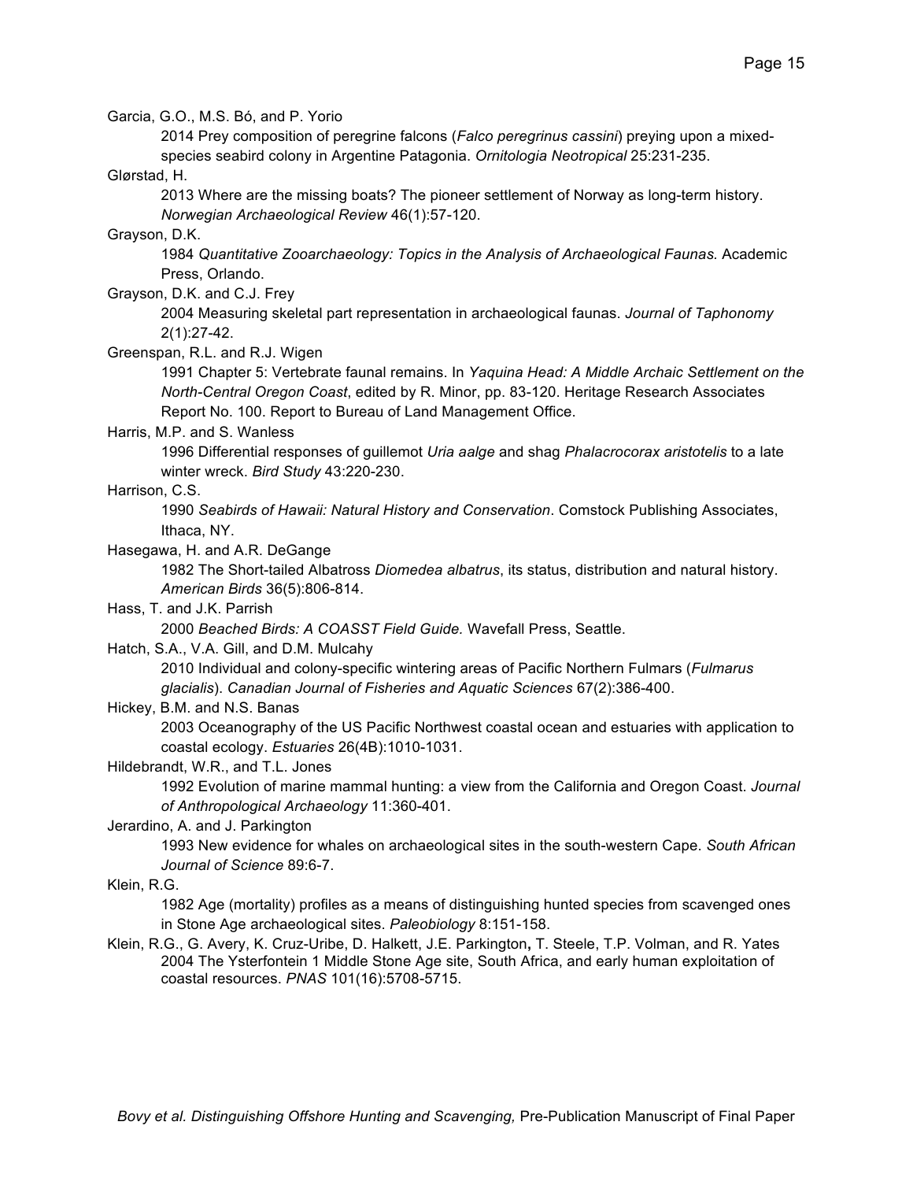Garcia, G.O., M.S. Bó, and P. Yorio

2014 Prey composition of peregrine falcons (*Falco peregrinus cassini*) preying upon a mixed-species seabird colony in Argentine Patagonia. *Ornitologia Neotropical* 25:231-235.

Glørstad, H.

2013 Where are the missing boats? The pioneer settlement of Norway as long-term history. *Norwegian Archaeological Review* 46(1):57-120.

Grayson, D.K.

1984 *Quantitative Zooarchaeology: Topics in the Analysis of Archaeological Faunas.* Academic Press, Orlando.

Grayson, D.K. and C.J. Frey

2004 Measuring skeletal part representation in archaeological faunas. *Journal of Taphonomy* 2(1):27-42.

Greenspan, R.L. and R.J. Wigen

1991 Chapter 5: Vertebrate faunal remains. In *Yaquina Head: A Middle Archaic Settlement on the North-Central Oregon Coast*, edited by R. Minor, pp. 83-120. Heritage Research Associates Report No. 100. Report to Bureau of Land Management Office.

Harris, M.P. and S. Wanless

1996 Differential responses of guillemot *Uria aalge* and shag *Phalacrocorax aristotelis* to a late winter wreck. *Bird Study* 43:220-230.

Harrison, C.S.

1990 *Seabirds of Hawaii: Natural History and Conservation*. Comstock Publishing Associates, Ithaca, NY.

Hasegawa, H. and A.R. DeGange

1982 The Short-tailed Albatross *Diomedea albatrus*, its status, distribution and natural history. *American Birds* 36(5):806-814.

Hass, T. and J.K. Parrish

2000 *Beached Birds: A COASST Field Guide.* Wavefall Press, Seattle.

Hatch, S.A., V.A. Gill, and D.M. Mulcahy

2010 Individual and colony-specific wintering areas of Pacific Northern Fulmars (*Fulmarus glacialis*). *Canadian Journal of Fisheries and Aquatic Sciences* 67(2):386-400.

Hickey, B.M. and N.S. Banas

2003 Oceanography of the US Pacific Northwest coastal ocean and estuaries with application to coastal ecology. *Estuaries* 26(4B):1010-1031.

Hildebrandt, W.R., and T.L. Jones

1992 Evolution of marine mammal hunting: a view from the California and Oregon Coast. *Journal of Anthropological Archaeology* 11:360-401.

Jerardino, A. and J. Parkington

1993 New evidence for whales on archaeological sites in the south-western Cape. *South African Journal of Science* 89:6-7.

Klein, R.G.

1982 Age (mortality) profiles as a means of distinguishing hunted species from scavenged ones in Stone Age archaeological sites. *Paleobiology* 8:151-158.

Klein, R.G., G. Avery, K. Cruz-Uribe, D. Halkett, J.E. Parkington, T. Steele, T.P. Volman, and R. Yates

2004 The Ysterfontein 1 Middle Stone Age site, South Africa, and early human exploitation of coastal resources. *PNAS* 101(16):5708-5715.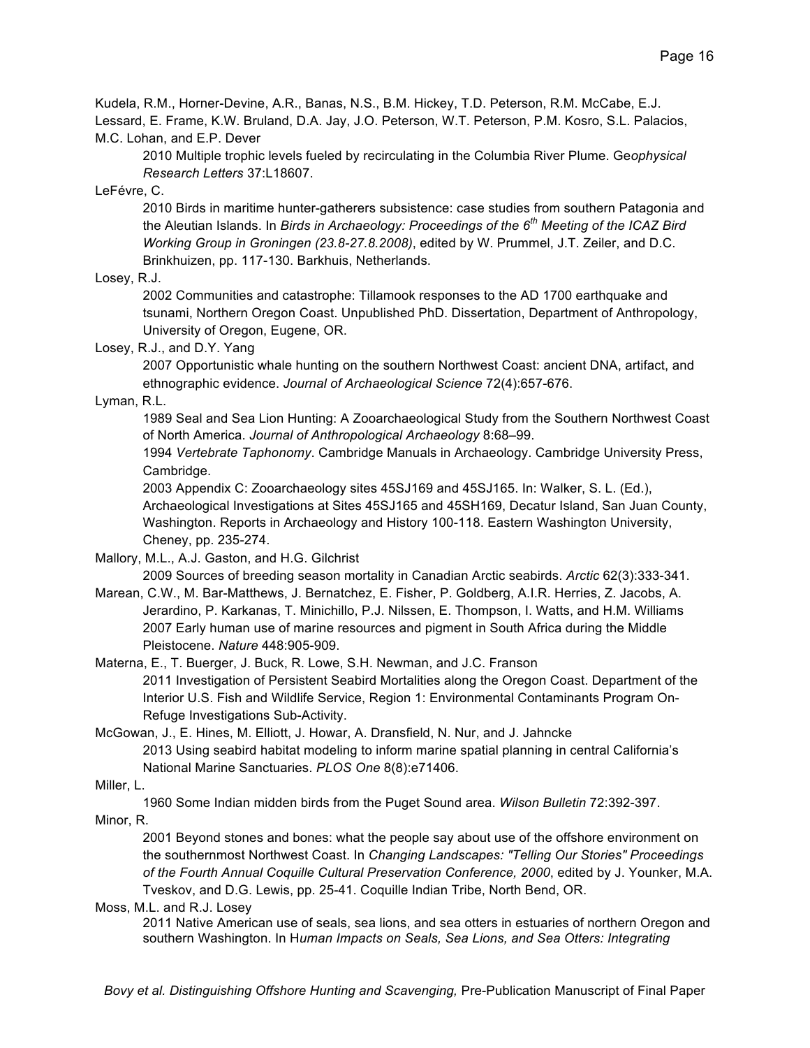Kudela, R.M., Horner-Devine, A.R., Banas, N.S., B.M. Hickey, T.D. Peterson, R.M. McCabe, E.J. Lessard, E. Frame, K.W. Bruland, D.A. Jay, J.O. Peterson, W.T. Peterson, P.M. Kosro, S.L. Palacios, M.C. Lohan, and E.P. Dever

2010 Multiple trophic levels fueled by recirculating in the Columbia River Plume. Ge*ophysical Research Letters* 37:L18607.

LeFévre, C.

2010 Birds in maritime hunter-gatherers subsistence: case studies from southern Patagonia and the Aleutian Islands. In *Birds in Archaeology: Proceedings of the 6th Meeting of the ICAZ Bird Working Group in Groningen (23.8-27.8.2008)*, edited by W. Prummel, J.T. Zeiler, and D.C. Brinkhuizen, pp. 117-130. Barkhuis, Netherlands.

Losey, R.J.

2002 Communities and catastrophe: Tillamook responses to the AD 1700 earthquake and tsunami, Northern Oregon Coast. Unpublished PhD. Dissertation, Department of Anthropology, University of Oregon, Eugene, OR.

Losey, R.J., and D.Y. Yang

2007 Opportunistic whale hunting on the southern Northwest Coast: ancient DNA, artifact, and ethnographic evidence. *Journal of Archaeological Science* 72(4):657-676.

Lyman, R.L.

1989 Seal and Sea Lion Hunting: A Zooarchaeological Study from the Southern Northwest Coast of North America. *Journal of Anthropological Archaeology* 8:68–99.

1994 *Vertebrate Taphonomy*. Cambridge Manuals in Archaeology. Cambridge University Press, Cambridge.

2003 Appendix C: Zooarchaeology sites 45SJ169 and 45SJ165. In: Walker, S. L. (Ed.), Archaeological Investigations at Sites 45SJ165 and 45SH169, Decatur Island, San Juan County, Washington. Reports in Archaeology and History 100-118. Eastern Washington University, Cheney, pp. 235-274.

Mallory, M.L., A.J. Gaston, and H.G. Gilchrist

2009 Sources of breeding season mortality in Canadian Arctic seabirds. *Arctic* 62(3):333-341.

Marean, C.W., M. Bar-Matthews, J. Bernatchez, E. Fisher, P. Goldberg, A.I.R. Herries, Z. Jacobs, A. Jerardino, P. Karkanas, T. Minichillo, P.J. Nilssen, E. Thompson, I. Watts, and H.M. Williams 2007 Early human use of marine resources and pigment in South Africa during the Middle Pleistocene. *Nature* 448:905-909.

Materna, E., T. Buerger, J. Buck, R. Lowe, S.H. Newman, and J.C. Franson

2011 Investigation of Persistent Seabird Mortalities along the Oregon Coast. Department of the Interior U.S. Fish and Wildlife Service, Region 1: Environmental Contaminants Program On-Refuge Investigations Sub-Activity.

McGowan, J., E. Hines, M. Elliott, J. Howar, A. Dransfield, N. Nur, and J. Jahncke

2013 Using seabird habitat modeling to inform marine spatial planning in central California's National Marine Sanctuaries. *PLOS One* 8(8):e71406.

Miller, L.

1960 Some Indian midden birds from the Puget Sound area. *Wilson Bulletin* 72:392-397.

Minor, R.

2001 Beyond stones and bones: what the people say about use of the offshore environment on the southernmost Northwest Coast. In *Changing Landscapes: "Telling Our Stories" Proceedings of the Fourth Annual Coquille Cultural Preservation Conference, 2000*, edited by J. Younker, M.A. Tveskov, and D.G. Lewis, pp. 25-41. Coquille Indian Tribe, North Bend, OR.

Moss, M.L. and R.J. Losey

2011 Native American use of seals, sea lions, and sea otters in estuaries of northern Oregon and southern Washington. In H*uman Impacts on Seals, Sea Lions, and Sea Otters: Integrating*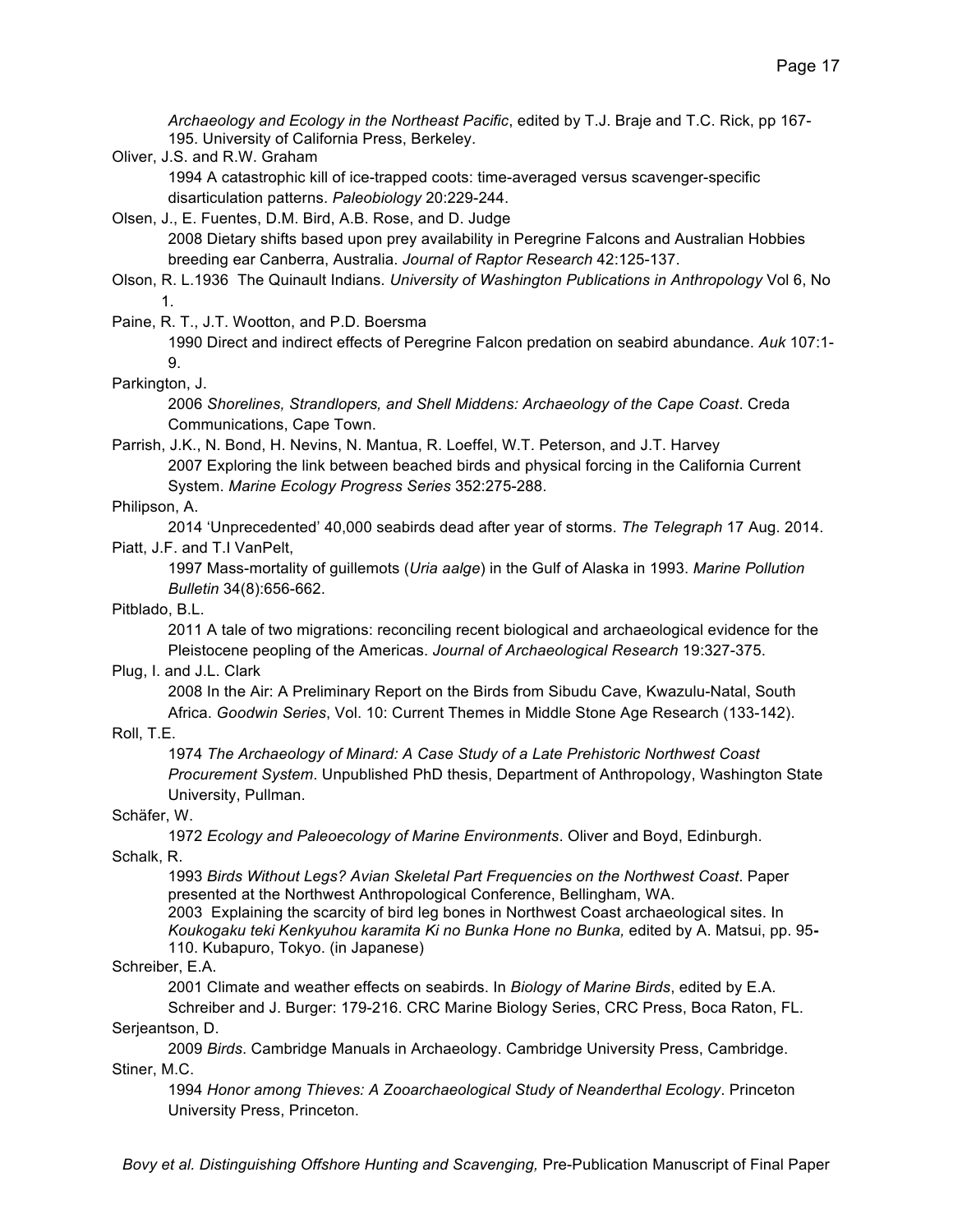*Archaeology and Ecology in the Northeast Pacific*, edited by T.J. Braje and T.C. Rick, pp 167-195. University of California Press, Berkeley.

Oliver, J.S. and R.W. Graham
1994 A catastrophic kill of ice-trapped coots: time-averaged versus scavenger-specific disarticulation patterns. *Paleobiology* 20:229-244.

Olsen, J., E. Fuentes, D.M. Bird, A.B. Rose, and D. Judge
2008 Dietary shifts based upon prey availability in Peregrine Falcons and Australian Hobbies breeding ear Canberra, Australia. *Journal of Raptor Research* 42:125-137.

Olson, R. L.1936 The Quinault Indians. *University of Washington Publications in Anthropology* Vol 6, No 1.

Paine, R. T., J.T. Wootton, and P.D. Boersma
1990 Direct and indirect effects of Peregrine Falcon predation on seabird abundance. *Auk* 107:1-9.

Parkington, J.
2006 *Shorelines, Strandlopers, and Shell Middens: Archaeology of the Cape Coast*. Creda Communications, Cape Town.

Parrish, J.K., N. Bond, H. Nevins, N. Mantua, R. Loeffel, W.T. Peterson, and J.T. Harvey
2007 Exploring the link between beached birds and physical forcing in the California Current System. *Marine Ecology Progress Series* 352:275-288.

Philipson, A.
2014 'Unprecedented' 40,000 seabirds dead after year of storms. *The Telegraph* 17 Aug. 2014.

Piatt, J.F. and T.I VanPelt,
1997 Mass-mortality of guillemots (*Uria aalge*) in the Gulf of Alaska in 1993. *Marine Pollution Bulletin* 34(8):656-662.

Pitblado, B.L.
2011 A tale of two migrations: reconciling recent biological and archaeological evidence for the Pleistocene peopling of the Americas. *Journal of Archaeological Research* 19:327-375.

Plug, I. and J.L. Clark
2008 In the Air: A Preliminary Report on the Birds from Sibudu Cave, Kwazulu-Natal, South Africa. *Goodwin Series*, Vol. 10: Current Themes in Middle Stone Age Research (133-142).

Roll, T.E.
1974 *The Archaeology of Minard: A Case Study of a Late Prehistoric Northwest Coast Procurement System*. Unpublished PhD thesis, Department of Anthropology, Washington State University, Pullman.

Schäfer, W.
1972 *Ecology and Paleoecology of Marine Environments*. Oliver and Boyd, Edinburgh.

Schalk, R.
1993 *Birds Without Legs? Avian Skeletal Part Frequencies on the Northwest Coast*. Paper presented at the Northwest Anthropological Conference, Bellingham, WA.
2003 Explaining the scarcity of bird leg bones in Northwest Coast archaeological sites. In *Koukogaku teki Kenkyuhou karamita Ki no Bunka Hone no Bunka,* edited by A. Matsui, pp. 95-110. Kubapuro, Tokyo. (in Japanese)

Schreiber, E.A.
2001 Climate and weather effects on seabirds. In *Biology of Marine Birds*, edited by E.A. Schreiber and J. Burger: 179-216. CRC Marine Biology Series, CRC Press, Boca Raton, FL.

Serjeantson, D.
2009 *Birds*. Cambridge Manuals in Archaeology. Cambridge University Press, Cambridge.

Stiner, M.C.
1994 *Honor among Thieves: A Zooarchaeological Study of Neanderthal Ecology*. Princeton University Press, Princeton.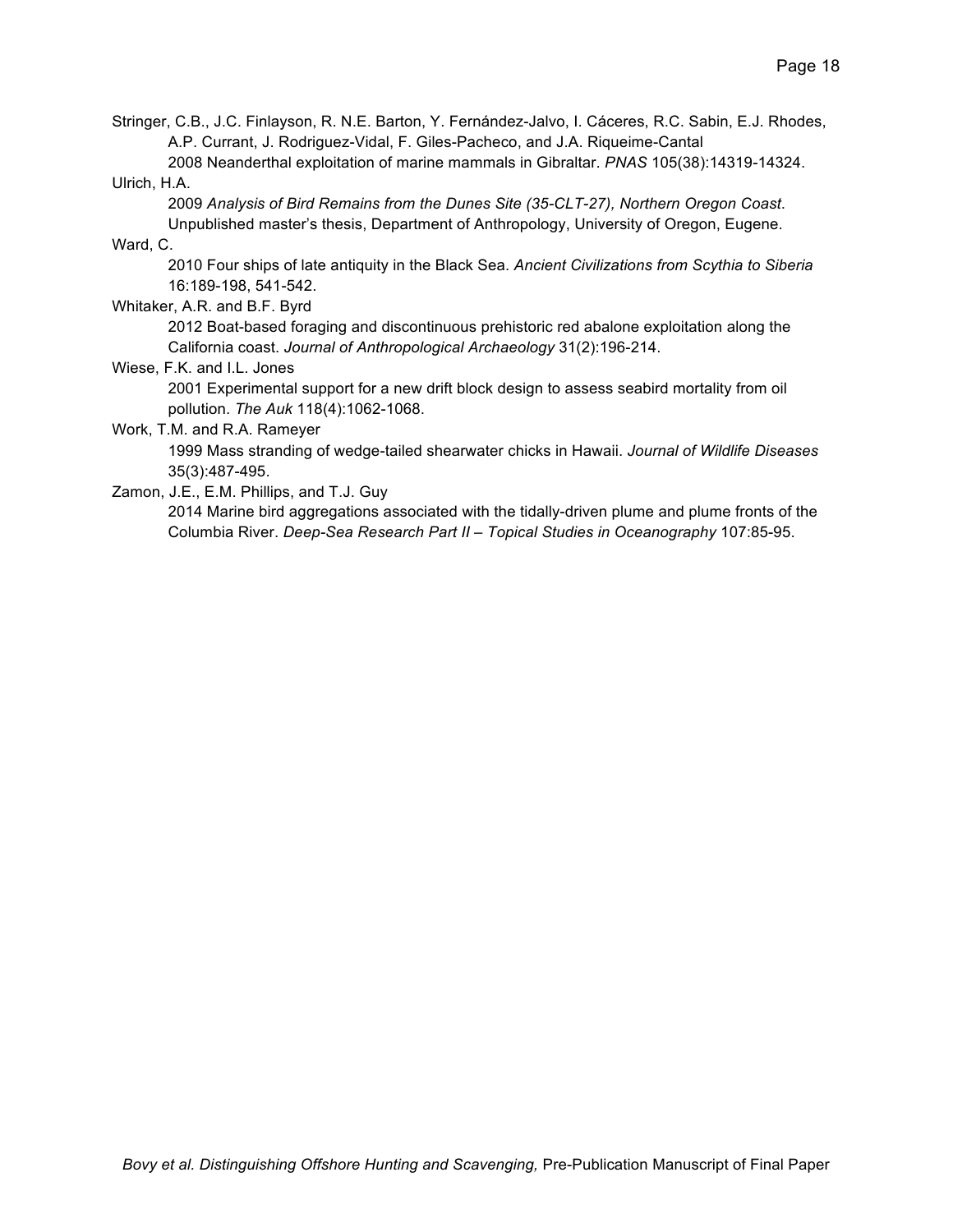Stringer, C.B., J.C. Finlayson, R. N.E. Barton, Y. Fernández-Jalvo, I. Cáceres, R.C. Sabin, E.J. Rhodes, A.P. Currant, J. Rodriguez-Vidal, F. Giles-Pacheco, and J.A. Riqueime-Cantal
2008 Neanderthal exploitation of marine mammals in Gibraltar. *PNAS* 105(38):14319-14324.

Ulrich, H.A.
2009 *Analysis of Bird Remains from the Dunes Site (35-CLT-27), Northern Oregon Coast*. Unpublished master's thesis, Department of Anthropology, University of Oregon, Eugene.

Ward, C.
2010 Four ships of late antiquity in the Black Sea. *Ancient Civilizations from Scythia to Siberia* 16:189-198, 541-542.

Whitaker, A.R. and B.F. Byrd
2012 Boat-based foraging and discontinuous prehistoric red abalone exploitation along the California coast. *Journal of Anthropological Archaeology* 31(2):196-214.

Wiese, F.K. and I.L. Jones
2001 Experimental support for a new drift block design to assess seabird mortality from oil pollution. *The Auk* 118(4):1062-1068.

Work, T.M. and R.A. Rameyer
1999 Mass stranding of wedge-tailed shearwater chicks in Hawaii. *Journal of Wildlife Diseases* 35(3):487-495.

Zamon, J.E., E.M. Phillips, and T.J. Guy
2014 Marine bird aggregations associated with the tidally-driven plume and plume fronts of the Columbia River. *Deep-Sea Research Part II – Topical Studies in Oceanography* 107:85-95.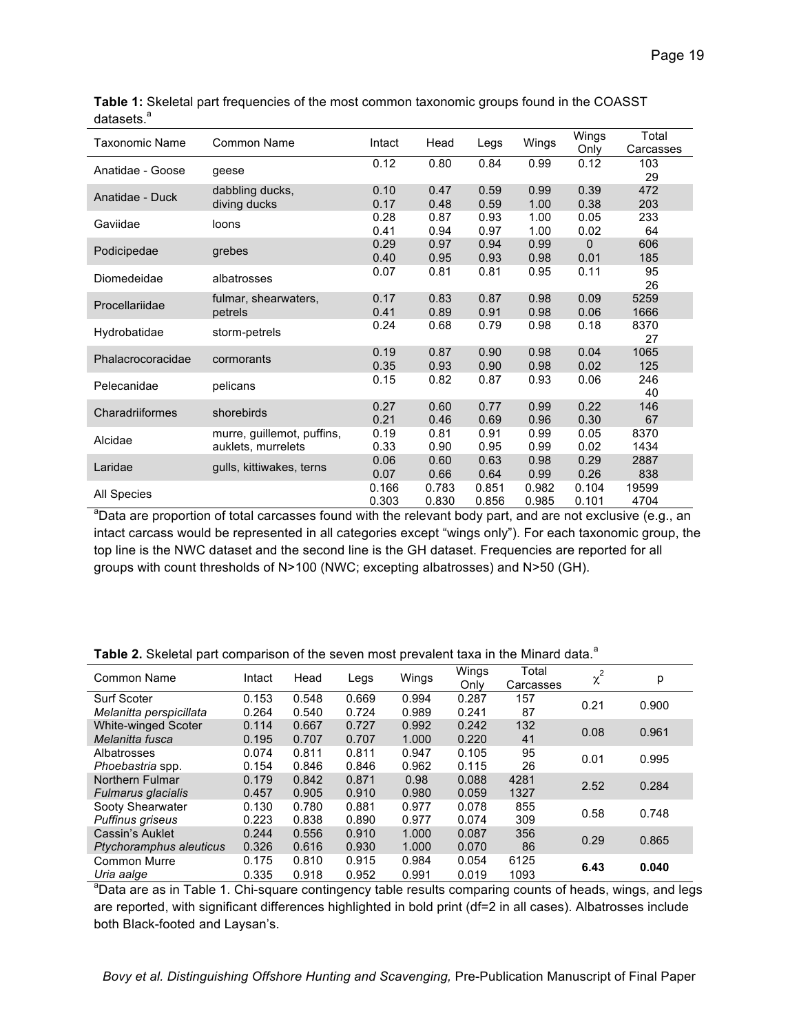**Table 1:** Skeletal part frequencies of the most common taxonomic groups found in the COASST datasets.[a]

| Taxonomic Name | Common Name | Intact | Head | Legs | Wings | Wings Only | Total Carcasses |
|---|---|---|---|---|---|---|---|
| Anatidae - Goose | geese | 0.12 | 0.80 | 0.84 | 0.99 | 0.12 | 103 |
| | | | | | | | 29 |
| Anatidae - Duck | dabbling ducks, | 0.10 | 0.47 | 0.59 | 0.99 | 0.39 | 472 |
| | diving ducks | 0.17 | 0.48 | 0.59 | 1.00 | 0.38 | 203 |
| Gaviidae | loons | 0.28 | 0.87 | 0.93 | 1.00 | 0.05 | 233 |
| | | 0.41 | 0.94 | 0.97 | 1.00 | 0.02 | 64 |
| Podicipedae | grebes | 0.29 | 0.97 | 0.94 | 0.99 | 0 | 606 |
| | | 0.40 | 0.95 | 0.93 | 0.98 | 0.01 | 185 |
| Diomedeidae | albatrosses | 0.07 | 0.81 | 0.81 | 0.95 | 0.11 | 95 |
| | | | | | | | 26 |
| Procellariidae | fulmar, shearwaters, | 0.17 | 0.83 | 0.87 | 0.98 | 0.09 | 5259 |
| | petrels | 0.41 | 0.89 | 0.91 | 0.98 | 0.06 | 1666 |
| Hydrobatidae | storm-petrels | 0.24 | 0.68 | 0.79 | 0.98 | 0.18 | 8370 |
| | | | | | | | 27 |
| Phalacrocoracidae | cormorants | 0.19 | 0.87 | 0.90 | 0.98 | 0.04 | 1065 |
| | | 0.35 | 0.93 | 0.90 | 0.98 | 0.02 | 125 |
| Pelecanidae | pelicans | 0.15 | 0.82 | 0.87 | 0.93 | 0.06 | 246 |
| | | | | | | | 40 |
| Charadriiformes | shorebirds | 0.27 | 0.60 | 0.77 | 0.99 | 0.22 | 146 |
| | | 0.21 | 0.46 | 0.69 | 0.96 | 0.30 | 67 |
| Alcidae | murre, guillemot, puffins, | 0.19 | 0.81 | 0.91 | 0.99 | 0.05 | 8370 |
| | auklets, murrelets | 0.33 | 0.90 | 0.95 | 0.99 | 0.02 | 1434 |
| Laridae | gulls, kittiwakes, terns | 0.06 | 0.60 | 0.63 | 0.98 | 0.29 | 2887 |
| | | 0.07 | 0.66 | 0.64 | 0.99 | 0.26 | 838 |
| All Species | | 0.166 | 0.783 | 0.851 | 0.982 | 0.104 | 19599 |
| | | 0.303 | 0.830 | 0.856 | 0.985 | 0.101 | 4704 |

[a]Data are proportion of total carcasses found with the relevant body part, and are not exclusive (e.g., an intact carcass would be represented in all categories except "wings only"). For each taxonomic group, the top line is the NWC dataset and the second line is the GH dataset. Frequencies are reported for all groups with count thresholds of N>100 (NWC; excepting albatrosses) and N>50 (GH).

**Table 2.** Skeletal part comparison of the seven most prevalent taxa in the Minard data.[a]

| Common Name | Intact | Head | Legs | Wings | Wings Only | Total Carcasses | $\chi^2$ | p |
|---|---|---|---|---|---|---|---|---|
| Surf Scoter | 0.153 | 0.548 | 0.669 | 0.994 | 0.287 | 157 | 0.21 | 0.900 |
| *Melanitta perspicillata* | 0.264 | 0.540 | 0.724 | 0.989 | 0.241 | 87 | | |
| White-winged Scoter | 0.114 | 0.667 | 0.727 | 0.992 | 0.242 | 132 | 0.08 | 0.961 |
| *Melanitta fusca* | 0.195 | 0.707 | 0.707 | 1.000 | 0.220 | 41 | | |
| Albatrosses | 0.074 | 0.811 | 0.811 | 0.947 | 0.105 | 95 | 0.01 | 0.995 |
| *Phoebastria* spp. | 0.154 | 0.846 | 0.846 | 0.962 | 0.115 | 26 | | |
| Northern Fulmar | 0.179 | 0.842 | 0.871 | 0.98 | 0.088 | 4281 | 2.52 | 0.284 |
| *Fulmarus glacialis* | 0.457 | 0.905 | 0.910 | 0.980 | 0.059 | 1327 | | |
| Sooty Shearwater | 0.130 | 0.780 | 0.881 | 0.977 | 0.078 | 855 | 0.58 | 0.748 |
| *Puffinus griseus* | 0.223 | 0.838 | 0.890 | 0.977 | 0.074 | 309 | | |
| Cassin's Auklet | 0.244 | 0.556 | 0.910 | 1.000 | 0.087 | 356 | 0.29 | 0.865 |
| *Ptychoramphus aleuticus* | 0.326 | 0.616 | 0.930 | 1.000 | 0.070 | 86 | | |
| Common Murre | 0.175 | 0.810 | 0.915 | 0.984 | 0.054 | 6125 | **6.43** | **0.040** |
| *Uria aalge* | 0.335 | 0.918 | 0.952 | 0.991 | 0.019 | 1093 | | |

[a]Data are as in Table 1. Chi-square contingency table results comparing counts of heads, wings, and legs are reported, with significant differences highlighted in bold print (df=2 in all cases). Albatrosses include both Black-footed and Laysan's.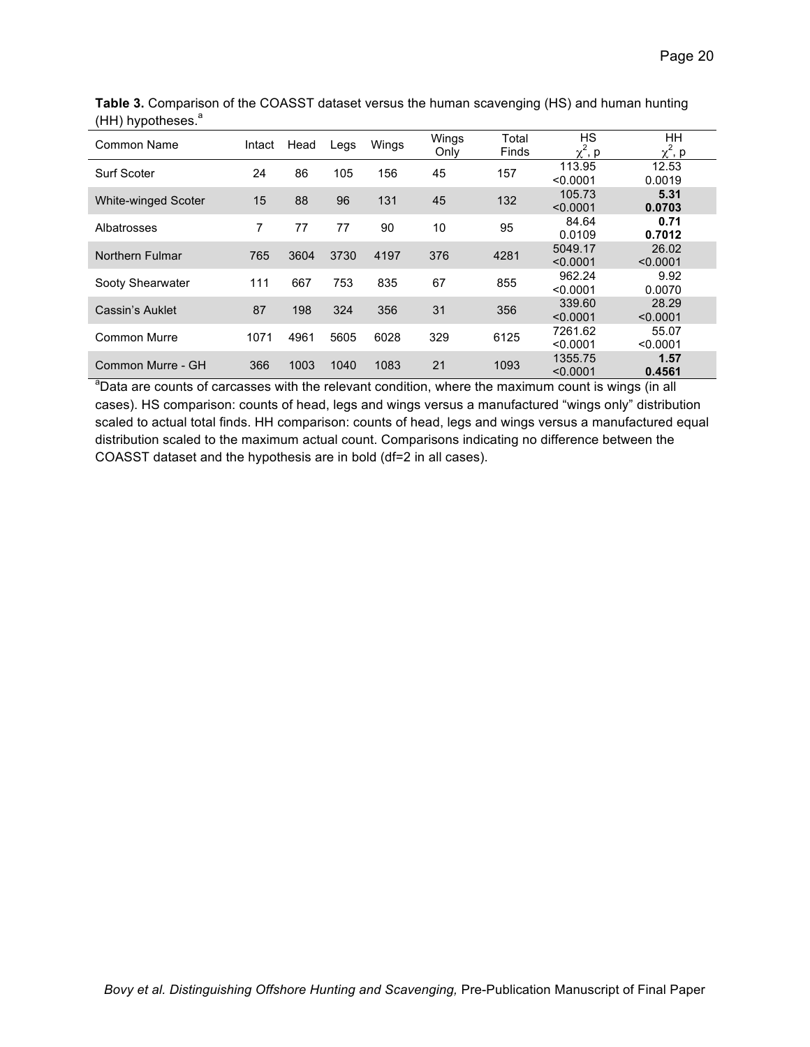**Table 3.** Comparison of the COASST dataset versus the human scavenging (HS) and human hunting (HH) hypotheses.[a]

| Common Name | Intact | Head | Legs | Wings | Wings Only | Total Finds | HS $\chi^2$, p | HH $\chi^2$, p |
|---|---|---|---|---|---|---|---|---|
| Surf Scoter | 24 | 86 | 105 | 156 | 45 | 157 | 113.95 <0.0001 | 12.53 0.0019 |
| White-winged Scoter | 15 | 88 | 96 | 131 | 45 | 132 | 105.73 <0.0001 | **5.31 0.0703** |
| Albatrosses | 7 | 77 | 77 | 90 | 10 | 95 | 84.64 0.0109 | **0.71 0.7012** |
| Northern Fulmar | 765 | 3604 | 3730 | 4197 | 376 | 4281 | 5049.17 <0.0001 | 26.02 <0.0001 |
| Sooty Shearwater | 111 | 667 | 753 | 835 | 67 | 855 | 962.24 <0.0001 | 9.92 0.0070 |
| Cassin's Auklet | 87 | 198 | 324 | 356 | 31 | 356 | 339.60 <0.0001 | 28.29 <0.0001 |
| Common Murre | 1071 | 4961 | 5605 | 6028 | 329 | 6125 | 7261.62 <0.0001 | 55.07 <0.0001 |
| Common Murre - GH | 366 | 1003 | 1040 | 1083 | 21 | 1093 | 1355.75 <0.0001 | **1.57 0.4561** |

[a]Data are counts of carcasses with the relevant condition, where the maximum count is wings (in all cases). HS comparison: counts of head, legs and wings versus a manufactured "wings only" distribution scaled to actual total finds. HH comparison: counts of head, legs and wings versus a manufactured equal distribution scaled to the maximum actual count. Comparisons indicating no difference between the COASST dataset and the hypothesis are in bold (df=2 in all cases).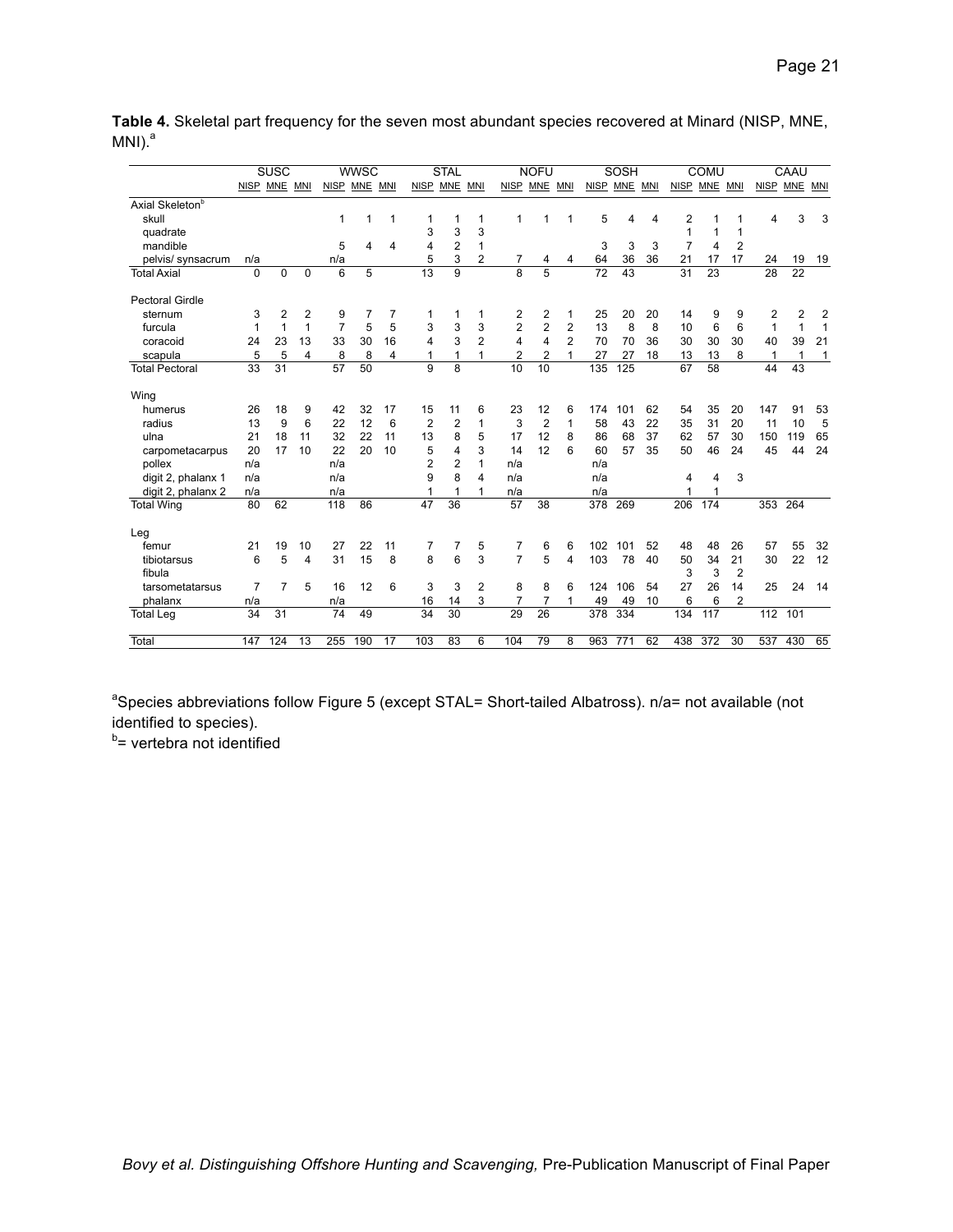**Table 4.** Skeletal part frequency for the seven most abundant species recovered at Minard (NISP, MNE, MNI).[a]

| | SUSC | | | WWSC | | | STAL | | | NOFU | | | SOSH | | | COMU | | | CAAU | | |
|---|---|---|---|---|---|---|---|---|---|---|---|---|---|---|---|---|---|---|---|---|---|
| | NISP | MNE | MNI | NISP | MNE | MNI | NISP | MNE | MNI | NISP | MNE | MNI | NISP | MNE | MNI | NISP | MNE | MNI | NISP | MNE | MNI |
| Axial Skeleton[b] | | | | | | | | | | | | | | | | | | | | | |
| skull | | | | 1 | 1 | 1 | 1 | 1 | 1 | 1 | 1 | 1 | 5 | 4 | 4 | 2 | 1 | 1 | 4 | 3 | 3 |
| quadrate | | | | | | | 3 | 3 | 3 | | | | | | | 1 | 1 | 1 | | | |
| mandible | | | | 5 | 4 | 4 | 4 | 2 | 1 | | | | 3 | 3 | 3 | 7 | 4 | 2 | | | |
| pelvis/ synsacrum | n/a | | | n/a | | | 5 | 3 | 2 | 7 | 4 | 4 | 64 | 36 | 36 | 21 | 17 | 17 | 24 | 19 | 19 |
| Total Axial | 0 | 0 | 0 | 6 | 5 | | 13 | 9 | | 8 | 5 | | 72 | 43 | | 31 | 23 | | 28 | 22 | |
| Pectoral Girdle | | | | | | | | | | | | | | | | | | | | | |
| sternum | 3 | 2 | 2 | 9 | 7 | 7 | 1 | 1 | 1 | 2 | 2 | 1 | 25 | 20 | 20 | 14 | 9 | 9 | 2 | 2 | 2 |
| furcula | 1 | 1 | 1 | 7 | 5 | 5 | 3 | 3 | 3 | 2 | 2 | 2 | 13 | 8 | 8 | 10 | 6 | 6 | 1 | 1 | 1 |
| coracoid | 24 | 23 | 13 | 33 | 30 | 16 | 4 | 3 | 2 | 4 | 4 | 2 | 70 | 70 | 36 | 30 | 30 | 30 | 40 | 39 | 21 |
| scapula | 5 | 5 | 4 | 8 | 8 | 4 | 1 | 1 | 1 | 2 | 2 | 1 | 27 | 27 | 18 | 13 | 13 | 8 | 1 | 1 | 1 |
| Total Pectoral | 33 | 31 | | 57 | 50 | | 9 | 8 | | 10 | 10 | | 135 | 125 | | 67 | 58 | | 44 | 43 | |
| Wing | | | | | | | | | | | | | | | | | | | | | |
| humerus | 26 | 18 | 9 | 42 | 32 | 17 | 15 | 11 | 6 | 23 | 12 | 6 | 174 | 101 | 62 | 54 | 35 | 20 | 147 | 91 | 53 |
| radius | 13 | 9 | 6 | 22 | 12 | 6 | 2 | 2 | 1 | 3 | 2 | 1 | 58 | 43 | 22 | 35 | 31 | 20 | 11 | 10 | 5 |
| ulna | 21 | 18 | 11 | 32 | 22 | 11 | 13 | 8 | 5 | 17 | 12 | 8 | 86 | 68 | 37 | 62 | 57 | 30 | 150 | 119 | 65 |
| carpometacarpus | 20 | 17 | 10 | 22 | 20 | 10 | 5 | 4 | 3 | 14 | 12 | 6 | 60 | 57 | 35 | 50 | 46 | 24 | 45 | 44 | 24 |
| pollex | n/a | | | n/a | | | 2 | 2 | 1 | n/a | | | n/a | | | | | | | | |
| digit 2, phalanx 1 | n/a | | | n/a | | | 9 | 8 | 4 | n/a | | | n/a | | | 4 | 4 | 3 | | | |
| digit 2, phalanx 2 | n/a | | | n/a | | | 1 | 1 | 1 | n/a | | | n/a | | | 1 | 1 | | | | |
| Total Wing | 80 | 62 | | 118 | 86 | | 47 | 36 | | 57 | 38 | | 378 | 269 | | 206 | 174 | | 353 | 264 | |
| Leg | | | | | | | | | | | | | | | | | | | | | |
| femur | 21 | 19 | 10 | 27 | 22 | 11 | 7 | 7 | 5 | 7 | 6 | 6 | 102 | 101 | 52 | 48 | 48 | 26 | 57 | 55 | 32 |
| tibiotarsus | 6 | 5 | 4 | 31 | 15 | 8 | 8 | 6 | 3 | 7 | 5 | 4 | 103 | 78 | 40 | 50 | 34 | 21 | 30 | 22 | 12 |
| fibula | | | | | | | | | | | | | | | | 3 | 3 | 2 | | | |
| tarsometatarsus | 7 | 7 | 5 | 16 | 12 | 6 | 3 | 3 | 2 | 8 | 8 | 6 | 124 | 106 | 54 | 27 | 26 | 14 | 25 | 24 | 14 |
| phalanx | n/a | | | n/a | | | 16 | 14 | 3 | 7 | 7 | 1 | 49 | 49 | 10 | 6 | 6 | 2 | | | |
| Total Leg | 34 | 31 | | 74 | 49 | | 34 | 30 | | 29 | 26 | | 378 | 334 | | 134 | 117 | | 112 | 101 | |
| Total | 147 | 124 | 13 | 255 | 190 | 17 | 103 | 83 | 6 | 104 | 79 | 8 | 963 | 771 | 62 | 438 | 372 | 30 | 537 | 430 | 65 |

[a]Species abbreviations follow Figure 5 (except STAL= Short-tailed Albatross). n/a= not available (not identified to species).
[b]= vertebra not identified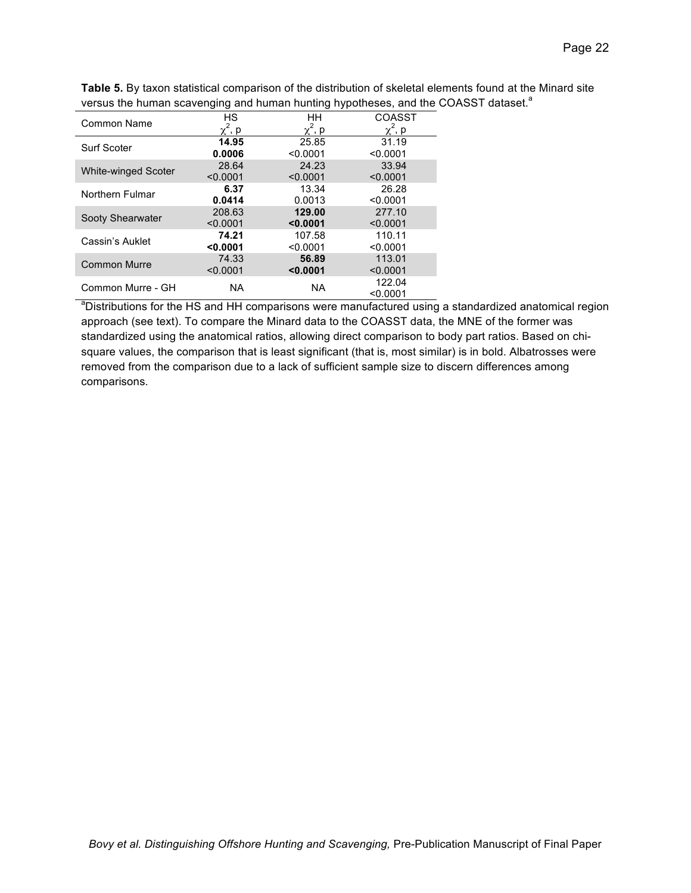**Table 5.** By taxon statistical comparison of the distribution of skeletal elements found at the Minard site versus the human scavenging and human hunting hypotheses, and the COASST dataset.[a]

| Common Name | HS $\chi^2$, p | HH $\chi^2$, p | COASST $\chi^2$, p |
|---|---|---|---|
| Surf Scoter | **14.95** **0.0006** | 25.85 <0.0001 | 31.19 <0.0001 |
| White-winged Scoter | 28.64 <0.0001 | 24.23 <0.0001 | 33.94 <0.0001 |
| Northern Fulmar | **6.37** **0.0414** | 13.34 0.0013 | 26.28 <0.0001 |
| Sooty Shearwater | 208.63 <0.0001 | **129.00** **<0.0001** | 277.10 <0.0001 |
| Cassin's Auklet | **74.21** **<0.0001** | 107.58 <0.0001 | 110.11 <0.0001 |
| Common Murre | 74.33 <0.0001 | **56.89** **<0.0001** | 113.01 <0.0001 |
| Common Murre - GH | NA | NA | 122.04 <0.0001 |

[a]Distributions for the HS and HH comparisons were manufactured using a standardized anatomical region approach (see text). To compare the Minard data to the COASST data, the MNE of the former was standardized using the anatomical ratios, allowing direct comparison to body part ratios. Based on chi-square values, the comparison that is least significant (that is, most similar) is in bold. Albatrosses were removed from the comparison due to a lack of sufficient sample size to discern differences among comparisons.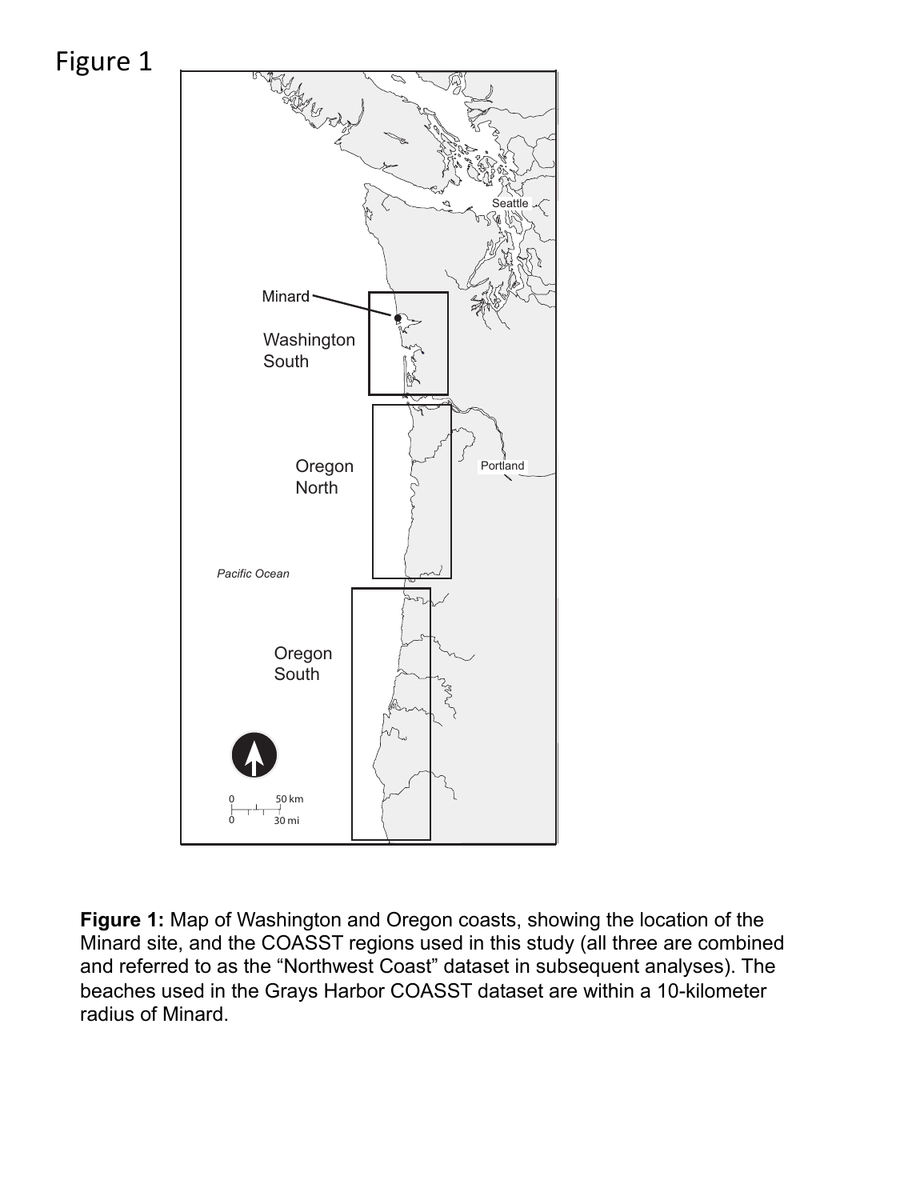Figure 1

Minard

Washington South

Oregon North

Oregon South

Seattle

Portland

Pacific Ocean

0 50 km

0 30 mi

**Figure 1:** Map of Washington and Oregon coasts, showing the location of the Minard site, and the COASST regions used in this study (all three are combined and referred to as the "Northwest Coast" dataset in subsequent analyses). The beaches used in the Grays Harbor COASST dataset are within a 10-kilometer radius of Minard.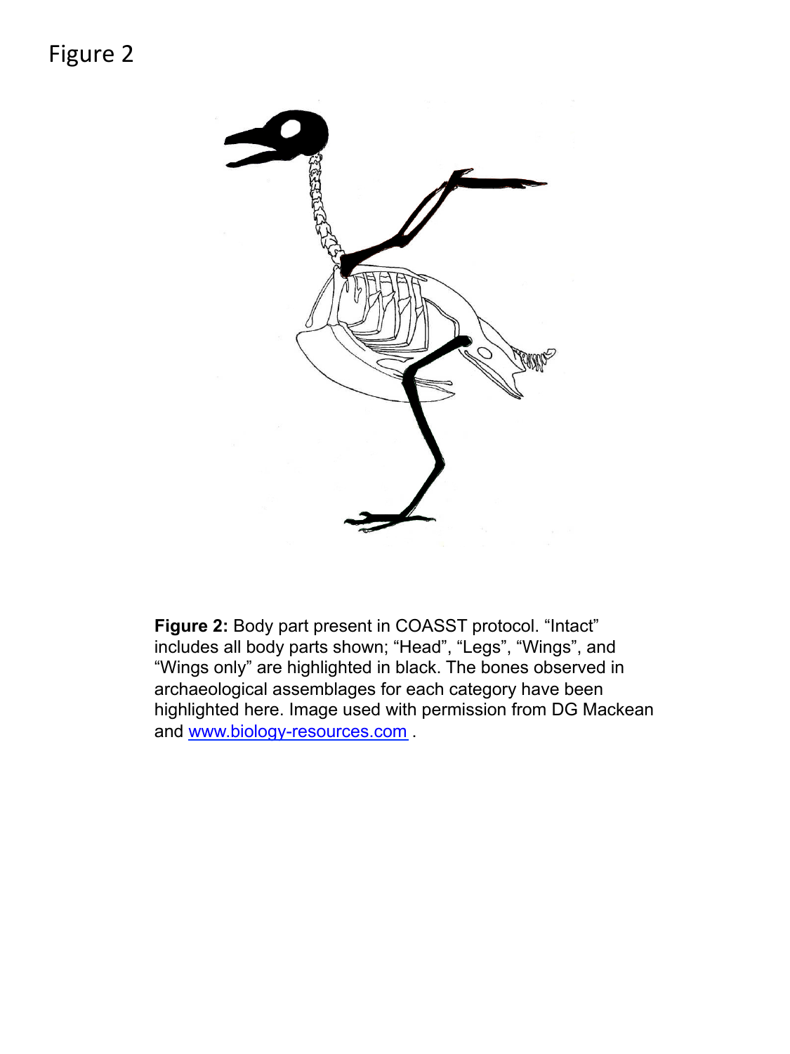Figure 2

**Figure 2:** Body part present in COASST protocol. “Intact” includes all body parts shown; “Head”, “Legs”, “Wings”, and “Wings only” are highlighted in black. The bones observed in archaeological assemblages for each category have been highlighted here. Image used with permission from DG Mackean and www.biology-resources.com .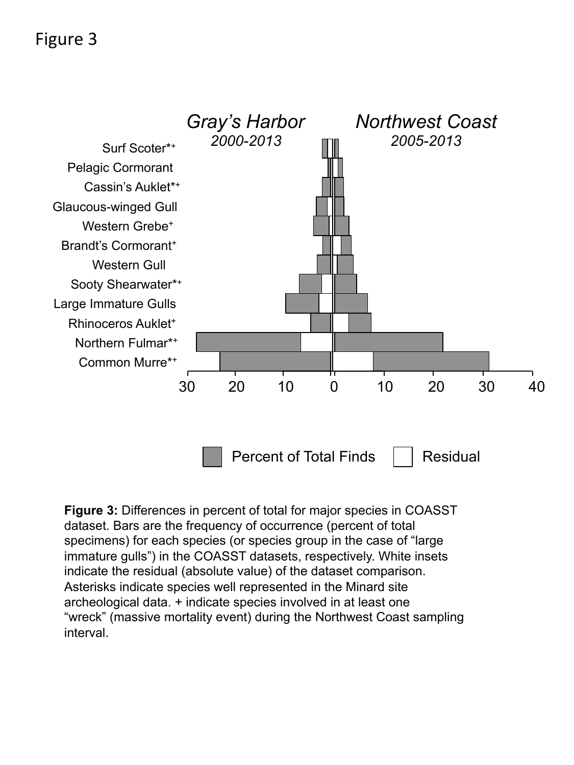Figure 3

*Gray's Harbor*
*2000-2013*

*Northwest Coast*
*2005-2013*

Surf Scoter*+
Pelagic Cormorant
Cassin's Auklet*+
Glaucous-winged Gull
Western Grebe+
Brandt's Cormorant+
Western Gull
Sooty Shearwater*+
Large Immature Gulls
Rhinoceros Auklet+
Northern Fulmar*+
Common Murre*+

30 20 10 0 10 20 30 40

Percent of Total Finds

Residual

**Figure 3:** Differences in percent of total for major species in COASST dataset. Bars are the frequency of occurrence (percent of total specimens) for each species (or species group in the case of "large immature gulls") in the COASST datasets, respectively. White insets indicate the residual (absolute value) of the dataset comparison. Asterisks indicate species well represented in the Minard site archeological data. + indicate species involved in at least one "wreck" (massive mortality event) during the Northwest Coast sampling interval.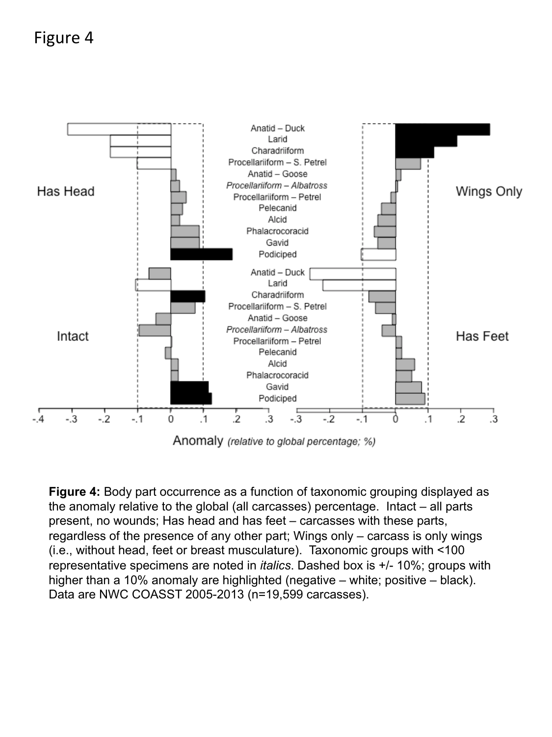Figure 4

Has Head

Wings Only

Intact

Has Feet

Anatid – Duck
Larid
Charadriiform
Procellariiform – S. Petrel
Anatid – Goose
*Procellariiform – Albatross*
Procellariiform – Petrel
Pelecanid
Alcid
Phalacrocoracid
Gavid
Podiciped

Anatid – Duck
Larid
Charadriiform
Procellariiform – S. Petrel
Anatid – Goose
*Procellariiform – Albatross*
Procellariiform – Petrel
Pelecanid
Alcid
Phalacrocoracid
Gavid
Podiciped

-.4 -.3 -.2 -.1 0 .1 .2 .3

-.3 -.2 -.1 0 .1 .2 .3

Anomaly *(relative to global percentage; %)*

**Figure 4:** Body part occurrence as a function of taxonomic grouping displayed as the anomaly relative to the global (all carcasses) percentage. Intact – all parts present, no wounds; Has head and has feet – carcasses with these parts, regardless of the presence of any other part; Wings only – carcass is only wings (i.e., without head, feet or breast musculature). Taxonomic groups with <100 representative specimens are noted in *italics*. Dashed box is +/- 10%; groups with higher than a 10% anomaly are highlighted (negative – white; positive – black). Data are NWC COASST 2005-2013 (n=19,599 carcasses).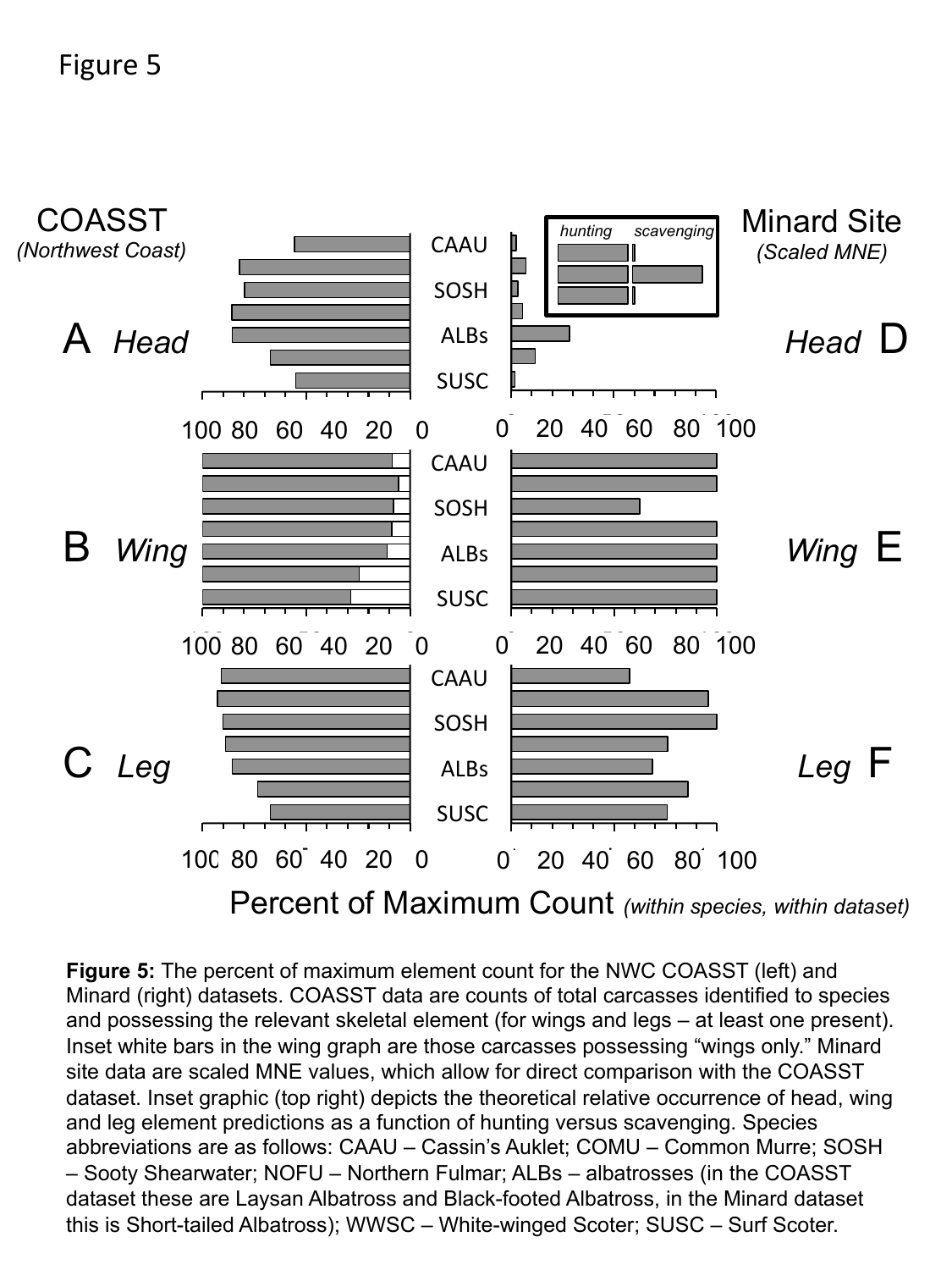Figure 5

COASST
(Northwest Coast)

Minard Site
(Scaled MNE)

hunting scavenging

A *Head*

CAAU
SOSH
ALBs
SUSC

*Head* D

100 80 60 40 20 0

0 20 40 60 80 100

B *Wing*

CAAU
SOSH
ALBs
SUSC

*Wing* E

100 80 60 40 20 0

0 20 40 60 80 100

C *Leg*

CAAU
SOSH
ALBs
SUSC

*Leg* F

100 80 60 40 20 0

0 20 40 60 80 100

Percent of Maximum Count *(within species, within dataset)*

**Figure 5:** The percent of maximum element count for the NWC COASST (left) and Minard (right) datasets. COASST data are counts of total carcasses identified to species and possessing the relevant skeletal element (for wings and legs – at least one present). Inset white bars in the wing graph are those carcasses possessing "wings only." Minard site data are scaled MNE values, which allow for direct comparison with the COASST dataset. Inset graphic (top right) depicts the theoretical relative occurrence of head, wing and leg element predictions as a function of hunting versus scavenging. Species abbreviations are as follows: CAAU – Cassin's Auklet; COMU – Common Murre; SOSH – Sooty Shearwater; NOFU – Northern Fulmar; ALBs – albatrosses (in the COASST dataset these are Laysan Albatross and Black-footed Albatross, in the Minard dataset this is Short-tailed Albatross); WWSC – White-winged Scoter; SUSC – Surf Scoter.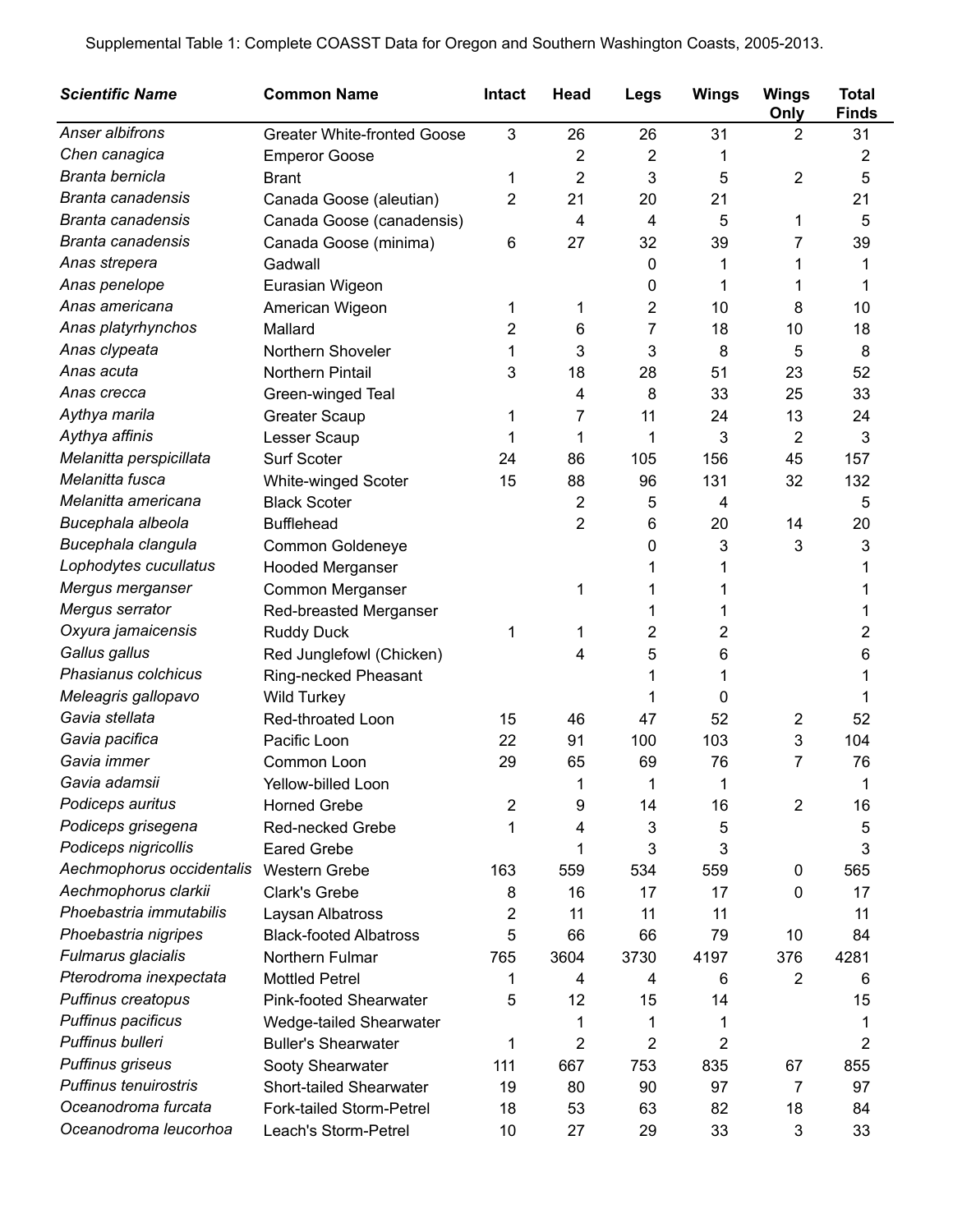Supplemental Table 1: Complete COASST Data for Oregon and Southern Washington Coasts, 2005-2013.

| ***Scientific Name*** | **Common Name** | **Intact** | **Head** | **Legs** | **Wings** | **Wings Only** | **Total Finds** |
|---|---|---|---|---|---|---|---|
| *Anser albifrons* | Greater White-fronted Goose | 3 | 26 | 26 | 31 | 2 | 31 |
| *Chen canagica* | Emperor Goose | | 2 | 2 | 1 | | 2 |
| *Branta bernicla* | Brant | 1 | 2 | 3 | 5 | 2 | 5 |
| *Branta canadensis* | Canada Goose (aleutian) | 2 | 21 | 20 | 21 | | 21 |
| *Branta canadensis* | Canada Goose (canadensis) | | 4 | 4 | 5 | 1 | 5 |
| *Branta canadensis* | Canada Goose (minima) | 6 | 27 | 32 | 39 | 7 | 39 |
| *Anas strepera* | Gadwall | | | 0 | 1 | 1 | 1 |
| *Anas penelope* | Eurasian Wigeon | | | 0 | 1 | 1 | 1 |
| *Anas americana* | American Wigeon | 1 | 1 | 2 | 10 | 8 | 10 |
| *Anas platyrhynchos* | Mallard | 2 | 6 | 7 | 18 | 10 | 18 |
| *Anas clypeata* | Northern Shoveler | 1 | 3 | 3 | 8 | 5 | 8 |
| *Anas acuta* | Northern Pintail | 3 | 18 | 28 | 51 | 23 | 52 |
| *Anas crecca* | Green-winged Teal | | 4 | 8 | 33 | 25 | 33 |
| *Aythya marila* | Greater Scaup | 1 | 7 | 11 | 24 | 13 | 24 |
| *Aythya affinis* | Lesser Scaup | 1 | 1 | 1 | 3 | 2 | 3 |
| *Melanitta perspicillata* | Surf Scoter | 24 | 86 | 105 | 156 | 45 | 157 |
| *Melanitta fusca* | White-winged Scoter | 15 | 88 | 96 | 131 | 32 | 132 |
| *Melanitta americana* | Black Scoter | | 2 | 5 | 4 | | 5 |
| *Bucephala albeola* | Bufflehead | | 2 | 6 | 20 | 14 | 20 |
| *Bucephala clangula* | Common Goldeneye | | | 0 | 3 | 3 | 3 |
| *Lophodytes cucullatus* | Hooded Merganser | | | 1 | 1 | | 1 |
| *Mergus merganser* | Common Merganser | | 1 | 1 | 1 | | 1 |
| *Mergus serrator* | Red-breasted Merganser | | | 1 | 1 | | 1 |
| *Oxyura jamaicensis* | Ruddy Duck | 1 | 1 | 2 | 2 | | 2 |
| *Gallus gallus* | Red Junglefowl (Chicken) | | 4 | 5 | 6 | | 6 |
| *Phasianus colchicus* | Ring-necked Pheasant | | | 1 | 1 | | 1 |
| *Meleagris gallopavo* | Wild Turkey | | | 1 | 0 | | 1 |
| *Gavia stellata* | Red-throated Loon | 15 | 46 | 47 | 52 | 2 | 52 |
| *Gavia pacifica* | Pacific Loon | 22 | 91 | 100 | 103 | 3 | 104 |
| *Gavia immer* | Common Loon | 29 | 65 | 69 | 76 | 7 | 76 |
| *Gavia adamsii* | Yellow-billed Loon | | 1 | 1 | 1 | | 1 |
| *Podiceps auritus* | Horned Grebe | 2 | 9 | 14 | 16 | 2 | 16 |
| *Podiceps grisegena* | Red-necked Grebe | 1 | 4 | 3 | 5 | | 5 |
| *Podiceps nigricollis* | Eared Grebe | | 1 | 3 | 3 | | 3 |
| *Aechmophorus occidentalis* | Western Grebe | 163 | 559 | 534 | 559 | 0 | 565 |
| *Aechmophorus clarkii* | Clark's Grebe | 8 | 16 | 17 | 17 | 0 | 17 |
| *Phoebastria immutabilis* | Laysan Albatross | 2 | 11 | 11 | 11 | | 11 |
| *Phoebastria nigripes* | Black-footed Albatross | 5 | 66 | 66 | 79 | 10 | 84 |
| *Fulmarus glacialis* | Northern Fulmar | 765 | 3604 | 3730 | 4197 | 376 | 4281 |
| *Pterodroma inexpectata* | Mottled Petrel | 1 | 4 | 4 | 6 | 2 | 6 |
| *Puffinus creatopus* | Pink-footed Shearwater | 5 | 12 | 15 | 14 | | 15 |
| *Puffinus pacificus* | Wedge-tailed Shearwater | | 1 | 1 | 1 | | 1 |
| *Puffinus bulleri* | Buller's Shearwater | 1 | 2 | 2 | 2 | | 2 |
| *Puffinus griseus* | Sooty Shearwater | 111 | 667 | 753 | 835 | 67 | 855 |
| *Puffinus tenuirostris* | Short-tailed Shearwater | 19 | 80 | 90 | 97 | 7 | 97 |
| *Oceanodroma furcata* | Fork-tailed Storm-Petrel | 18 | 53 | 63 | 82 | 18 | 84 |
| *Oceanodroma leucorhoa* | Leach's Storm-Petrel | 10 | 27 | 29 | 33 | 3 | 33 |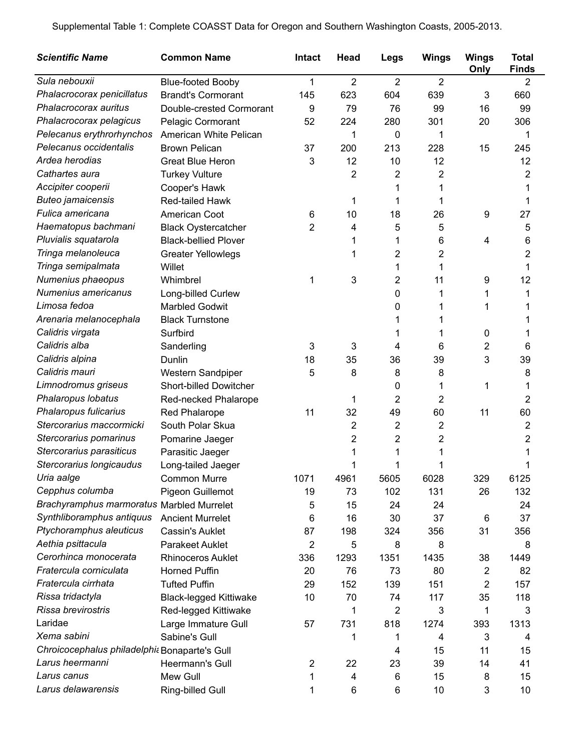Supplemental Table 1: Complete COASST Data for Oregon and Southern Washington Coasts, 2005-2013.

| ***Scientific Name*** | **Common Name** | **Intact** | **Head** | **Legs** | **Wings** | **Wings Only** | **Total Finds** |
|---|---|---|---|---|---|---|---|
| *Sula nebouxii* | Blue-footed Booby | 1 | 2 | 2 | 2 | | 2 |
| *Phalacrocorax penicillatus* | Brandt's Cormorant | 145 | 623 | 604 | 639 | 3 | 660 |
| *Phalacrocorax auritus* | Double-crested Cormorant | 9 | 79 | 76 | 99 | 16 | 99 |
| *Phalacrocorax pelagicus* | Pelagic Cormorant | 52 | 224 | 280 | 301 | 20 | 306 |
| *Pelecanus erythrorhynchos* | American White Pelican | | 1 | 0 | 1 | | 1 |
| *Pelecanus occidentalis* | Brown Pelican | 37 | 200 | 213 | 228 | 15 | 245 |
| *Ardea herodias* | Great Blue Heron | 3 | 12 | 10 | 12 | | 12 |
| *Cathartes aura* | Turkey Vulture | | 2 | 2 | 2 | | 2 |
| *Accipiter cooperii* | Cooper's Hawk | | | 1 | 1 | | 1 |
| *Buteo jamaicensis* | Red-tailed Hawk | | 1 | 1 | 1 | | 1 |
| *Fulica americana* | American Coot | 6 | 10 | 18 | 26 | 9 | 27 |
| *Haematopus bachmani* | Black Oystercatcher | 2 | 4 | 5 | 5 | | 5 |
| *Pluvialis squatarola* | Black-bellied Plover | | 1 | 1 | 6 | 4 | 6 |
| *Tringa melanoleuca* | Greater Yellowlegs | | 1 | 2 | 2 | | 2 |
| *Tringa semipalmata* | Willet | | | 1 | 1 | | 1 |
| *Numenius phaeopus* | Whimbrel | 1 | 3 | 2 | 11 | 9 | 12 |
| *Numenius americanus* | Long-billed Curlew | | | 0 | 1 | 1 | 1 |
| *Limosa fedoa* | Marbled Godwit | | | 0 | 1 | 1 | 1 |
| *Arenaria melanocephala* | Black Turnstone | | | 1 | 1 | | 1 |
| *Calidris virgata* | Surfbird | | | 1 | 1 | 0 | 1 |
| *Calidris alba* | Sanderling | 3 | 3 | 4 | 6 | 2 | 6 |
| *Calidris alpina* | Dunlin | 18 | 35 | 36 | 39 | 3 | 39 |
| *Calidris mauri* | Western Sandpiper | 5 | 8 | 8 | 8 | | 8 |
| *Limnodromus griseus* | Short-billed Dowitcher | | | 0 | 1 | 1 | 1 |
| *Phalaropus lobatus* | Red-necked Phalarope | | 1 | 2 | 2 | | 2 |
| *Phalaropus fulicarius* | Red Phalarope | 11 | 32 | 49 | 60 | 11 | 60 |
| *Stercorarius maccormicki* | South Polar Skua | | 2 | 2 | 2 | | 2 |
| *Stercorarius pomarinus* | Pomarine Jaeger | | 2 | 2 | 2 | | 2 |
| *Stercorarius parasiticus* | Parasitic Jaeger | | 1 | 1 | 1 | | 1 |
| *Stercorarius longicaudus* | Long-tailed Jaeger | | 1 | 1 | 1 | | 1 |
| *Uria aalge* | Common Murre | 1071 | 4961 | 5605 | 6028 | 329 | 6125 |
| *Cepphus columba* | Pigeon Guillemot | 19 | 73 | 102 | 131 | 26 | 132 |
| *Brachyramphus marmoratus* | Marbled Murrelet | 5 | 15 | 24 | 24 | | 24 |
| *Synthliboramphus antiquus* | Ancient Murrelet | 6 | 16 | 30 | 37 | 6 | 37 |
| *Ptychoramphus aleuticus* | Cassin's Auklet | 87 | 198 | 324 | 356 | 31 | 356 |
| *Aethia psittacula* | Parakeet Auklet | 2 | 5 | 8 | 8 | | 8 |
| *Cerorhinca monocerata* | Rhinoceros Auklet | 336 | 1293 | 1351 | 1435 | 38 | 1449 |
| *Fratercula corniculata* | Horned Puffin | 20 | 76 | 73 | 80 | 2 | 82 |
| *Fratercula cirrhata* | Tufted Puffin | 29 | 152 | 139 | 151 | 2 | 157 |
| *Rissa tridactyla* | Black-legged Kittiwake | 10 | 70 | 74 | 117 | 35 | 118 |
| *Rissa brevirostris* | Red-legged Kittiwake | | 1 | 2 | 3 | 1 | 3 |
| Laridae | Large Immature Gull | 57 | 731 | 818 | 1274 | 393 | 1313 |
| *Xema sabini* | Sabine's Gull | | 1 | 1 | 4 | 3 | 4 |
| *Chroicocephalus philadelphia* | Bonaparte's Gull | | | 4 | 15 | 11 | 15 |
| *Larus heermanni* | Heermann's Gull | 2 | 22 | 23 | 39 | 14 | 41 |
| *Larus canus* | Mew Gull | 1 | 4 | 6 | 15 | 8 | 15 |
| *Larus delawarensis* | Ring-billed Gull | 1 | 6 | 6 | 10 | 3 | 10 |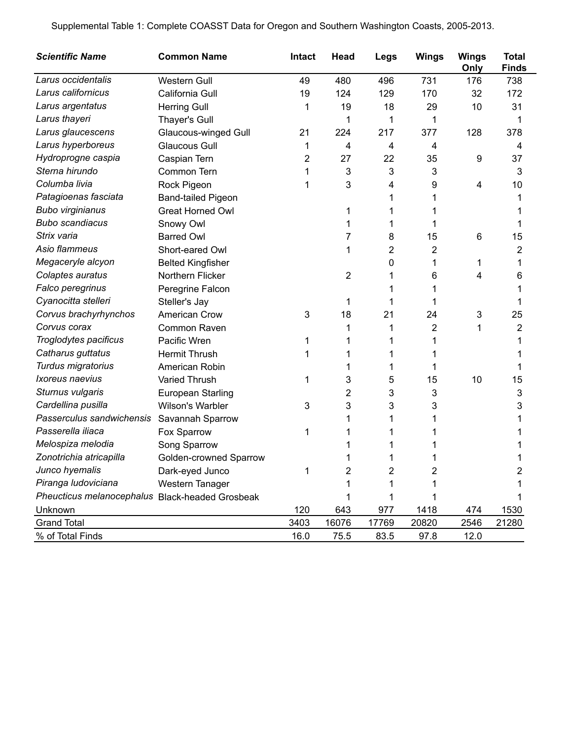Supplemental Table 1: Complete COASST Data for Oregon and Southern Washington Coasts, 2005-2013.

| ***Scientific Name*** | **Common Name** | **Intact** | **Head** | **Legs** | **Wings** | **Wings Only** | **Total Finds** |
|---|---|---|---|---|---|---|---|
| *Larus occidentalis* | Western Gull | 49 | 480 | 496 | 731 | 176 | 738 |
| *Larus californicus* | California Gull | 19 | 124 | 129 | 170 | 32 | 172 |
| *Larus argentatus* | Herring Gull | 1 | 19 | 18 | 29 | 10 | 31 |
| *Larus thayeri* | Thayer's Gull | | 1 | 1 | 1 | | 1 |
| *Larus glaucescens* | Glaucous-winged Gull | 21 | 224 | 217 | 377 | 128 | 378 |
| *Larus hyperboreus* | Glaucous Gull | 1 | 4 | 4 | 4 | | 4 |
| *Hydroprogne caspia* | Caspian Tern | 2 | 27 | 22 | 35 | 9 | 37 |
| *Sterna hirundo* | Common Tern | 1 | 3 | 3 | 3 | | 3 |
| *Columba livia* | Rock Pigeon | 1 | 3 | 4 | 9 | 4 | 10 |
| *Patagioenas fasciata* | Band-tailed Pigeon | | | 1 | 1 | | 1 |
| *Bubo virginianus* | Great Horned Owl | | 1 | 1 | 1 | | 1 |
| *Bubo scandiacus* | Snowy Owl | | 1 | 1 | 1 | | 1 |
| *Strix varia* | Barred Owl | | 7 | 8 | 15 | 6 | 15 |
| *Asio flammeus* | Short-eared Owl | | 1 | 2 | 2 | | 2 |
| *Megaceryle alcyon* | Belted Kingfisher | | | 0 | 1 | 1 | 1 |
| *Colaptes auratus* | Northern Flicker | | 2 | 1 | 6 | 4 | 6 |
| *Falco peregrinus* | Peregrine Falcon | | | 1 | 1 | | 1 |
| *Cyanocitta stelleri* | Steller's Jay | | 1 | 1 | 1 | | 1 |
| *Corvus brachyrhynchos* | American Crow | 3 | 18 | 21 | 24 | 3 | 25 |
| *Corvus corax* | Common Raven | | 1 | 1 | 2 | 1 | 2 |
| *Troglodytes pacificus* | Pacific Wren | 1 | 1 | 1 | 1 | | 1 |
| *Catharus guttatus* | Hermit Thrush | 1 | 1 | 1 | 1 | | 1 |
| *Turdus migratorius* | American Robin | | 1 | 1 | 1 | | 1 |
| *Ixoreus naevius* | Varied Thrush | 1 | 3 | 5 | 15 | 10 | 15 |
| *Sturnus vulgaris* | European Starling | | 2 | 3 | 3 | | 3 |
| *Cardellina pusilla* | Wilson's Warbler | 3 | 3 | 3 | 3 | | 3 |
| *Passerculus sandwichensis* | Savannah Sparrow | | 1 | 1 | 1 | | 1 |
| *Passerella iliaca* | Fox Sparrow | 1 | 1 | 1 | 1 | | 1 |
| *Melospiza melodia* | Song Sparrow | | 1 | 1 | 1 | | 1 |
| *Zonotrichia atricapilla* | Golden-crowned Sparrow | | 1 | 1 | 1 | | 1 |
| *Junco hyemalis* | Dark-eyed Junco | 1 | 2 | 2 | 2 | | 2 |
| *Piranga ludoviciana* | Western Tanager | | 1 | 1 | 1 | | 1 |
| *Pheucticus melanocephalus* | Black-headed Grosbeak | | 1 | 1 | 1 | | 1 |
| Unknown | | 120 | 643 | 977 | 1418 | 474 | 1530 |
| Grand Total | | 3403 | 16076 | 17769 | 20820 | 2546 | 21280 |
| % of Total Finds | | 16.0 | 75.5 | 83.5 | 97.8 | 12.0 | |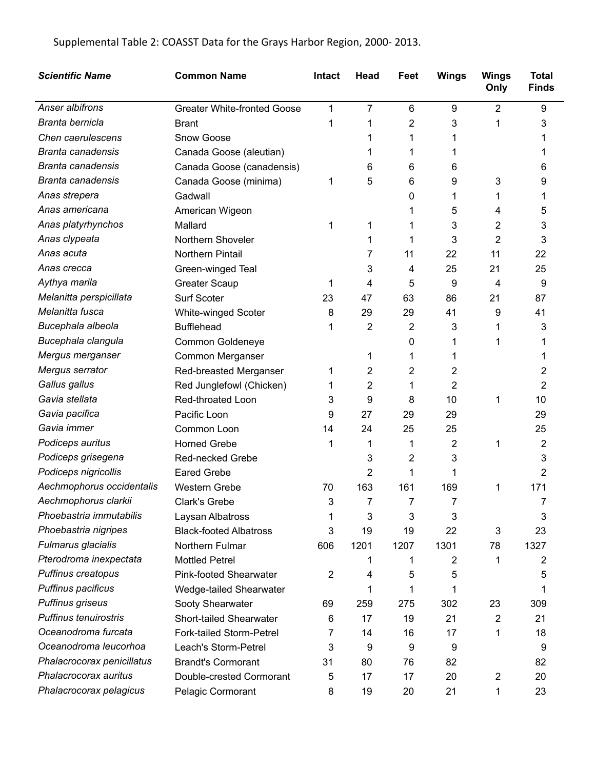Supplemental Table 2: COASST Data for the Grays Harbor Region, 2000- 2013.

| ***Scientific Name*** | **Common Name** | **Intact** | **Head** | **Feet** | **Wings** | **Wings Only** | **Total Finds** |
|---|---|---|---|---|---|---|---|
| *Anser albifrons* | Greater White-fronted Goose | 1 | 7 | 6 | 9 | 2 | 9 |
| *Branta bernicla* | Brant | 1 | 1 | 2 | 3 | 1 | 3 |
| *Chen caerulescens* | Snow Goose | | 1 | 1 | 1 | | 1 |
| *Branta canadensis* | Canada Goose (aleutian) | | 1 | 1 | 1 | | 1 |
| *Branta canadensis* | Canada Goose (canadensis) | | 6 | 6 | 6 | | 6 |
| *Branta canadensis* | Canada Goose (minima) | 1 | 5 | 6 | 9 | 3 | 9 |
| *Anas strepera* | Gadwall | | | 0 | 1 | 1 | 1 |
| *Anas americana* | American Wigeon | | | 1 | 5 | 4 | 5 |
| *Anas platyrhynchos* | Mallard | 1 | 1 | 1 | 3 | 2 | 3 |
| *Anas clypeata* | Northern Shoveler | | 1 | 1 | 3 | 2 | 3 |
| *Anas acuta* | Northern Pintail | | 7 | 11 | 22 | 11 | 22 |
| *Anas crecca* | Green-winged Teal | | 3 | 4 | 25 | 21 | 25 |
| *Aythya marila* | Greater Scaup | 1 | 4 | 5 | 9 | 4 | 9 |
| *Melanitta perspicillata* | Surf Scoter | 23 | 47 | 63 | 86 | 21 | 87 |
| *Melanitta fusca* | White-winged Scoter | 8 | 29 | 29 | 41 | 9 | 41 |
| *Bucephala albeola* | Bufflehead | 1 | 2 | 2 | 3 | 1 | 3 |
| *Bucephala clangula* | Common Goldeneye | | | 0 | 1 | 1 | 1 |
| *Mergus merganser* | Common Merganser | | 1 | 1 | 1 | | 1 |
| *Mergus serrator* | Red-breasted Merganser | 1 | 2 | 2 | 2 | | 2 |
| *Gallus gallus* | Red Junglefowl (Chicken) | 1 | 2 | 1 | 2 | | 2 |
| *Gavia stellata* | Red-throated Loon | 3 | 9 | 8 | 10 | 1 | 10 |
| *Gavia pacifica* | Pacific Loon | 9 | 27 | 29 | 29 | | 29 |
| *Gavia immer* | Common Loon | 14 | 24 | 25 | 25 | | 25 |
| *Podiceps auritus* | Horned Grebe | 1 | 1 | 1 | 2 | 1 | 2 |
| *Podiceps grisegena* | Red-necked Grebe | | 3 | 2 | 3 | | 3 |
| *Podiceps nigricollis* | Eared Grebe | | 2 | 1 | 1 | | 2 |
| *Aechmophorus occidentalis* | Western Grebe | 70 | 163 | 161 | 169 | 1 | 171 |
| *Aechmophorus clarkii* | Clark's Grebe | 3 | 7 | 7 | 7 | | 7 |
| *Phoebastria immutabilis* | Laysan Albatross | 1 | 3 | 3 | 3 | | 3 |
| *Phoebastria nigripes* | Black-footed Albatross | 3 | 19 | 19 | 22 | 3 | 23 |
| *Fulmarus glacialis* | Northern Fulmar | 606 | 1201 | 1207 | 1301 | 78 | 1327 |
| *Pterodroma inexpectata* | Mottled Petrel | | 1 | 1 | 2 | 1 | 2 |
| *Puffinus creatopus* | Pink-footed Shearwater | 2 | 4 | 5 | 5 | | 5 |
| *Puffinus pacificus* | Wedge-tailed Shearwater | | 1 | 1 | 1 | | 1 |
| *Puffinus griseus* | Sooty Shearwater | 69 | 259 | 275 | 302 | 23 | 309 |
| *Puffinus tenuirostris* | Short-tailed Shearwater | 6 | 17 | 19 | 21 | 2 | 21 |
| *Oceanodroma furcata* | Fork-tailed Storm-Petrel | 7 | 14 | 16 | 17 | 1 | 18 |
| *Oceanodroma leucorhoa* | Leach's Storm-Petrel | 3 | 9 | 9 | 9 | | 9 |
| *Phalacrocorax penicillatus* | Brandt's Cormorant | 31 | 80 | 76 | 82 | | 82 |
| *Phalacrocorax auritus* | Double-crested Cormorant | 5 | 17 | 17 | 20 | 2 | 20 |
| *Phalacrocorax pelagicus* | Pelagic Cormorant | 8 | 19 | 20 | 21 | 1 | 23 |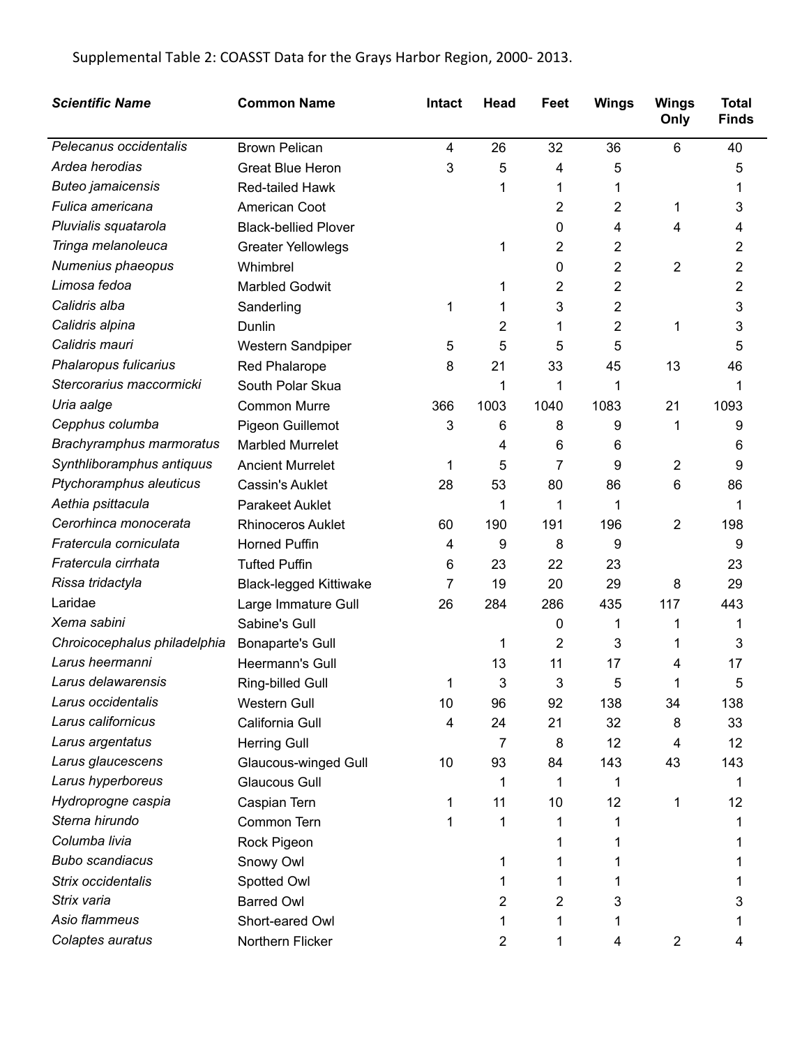Supplemental Table 2: COASST Data for the Grays Harbor Region, 2000- 2013.

| ***Scientific Name*** | **Common Name** | **Intact** | **Head** | **Feet** | **Wings** | **Wings Only** | **Total Finds** |
|---|---|---|---|---|---|---|---|
| *Pelecanus occidentalis* | Brown Pelican | 4 | 26 | 32 | 36 | 6 | 40 |
| *Ardea herodias* | Great Blue Heron | 3 | 5 | 4 | 5 | | 5 |
| *Buteo jamaicensis* | Red-tailed Hawk | | 1 | 1 | 1 | | 1 |
| *Fulica americana* | American Coot | | | 2 | 2 | 1 | 3 |
| *Pluvialis squatarola* | Black-bellied Plover | | | 0 | 4 | 4 | 4 |
| *Tringa melanoleuca* | Greater Yellowlegs | | 1 | 2 | 2 | | 2 |
| *Numenius phaeopus* | Whimbrel | | | 0 | 2 | 2 | 2 |
| *Limosa fedoa* | Marbled Godwit | | 1 | 2 | 2 | | 2 |
| *Calidris alba* | Sanderling | 1 | 1 | 3 | 2 | | 3 |
| *Calidris alpina* | Dunlin | | 2 | 1 | 2 | 1 | 3 |
| *Calidris mauri* | Western Sandpiper | 5 | 5 | 5 | 5 | | 5 |
| *Phalaropus fulicarius* | Red Phalarope | 8 | 21 | 33 | 45 | 13 | 46 |
| *Stercorarius maccormicki* | South Polar Skua | | 1 | 1 | 1 | | 1 |
| *Uria aalge* | Common Murre | 366 | 1003 | 1040 | 1083 | 21 | 1093 |
| *Cepphus columba* | Pigeon Guillemot | 3 | 6 | 8 | 9 | 1 | 9 |
| *Brachyramphus marmoratus* | Marbled Murrelet | | 4 | 6 | 6 | | 6 |
| *Synthliboramphus antiquus* | Ancient Murrelet | 1 | 5 | 7 | 9 | 2 | 9 |
| *Ptychoramphus aleuticus* | Cassin's Auklet | 28 | 53 | 80 | 86 | 6 | 86 |
| *Aethia psittacula* | Parakeet Auklet | | 1 | 1 | 1 | | 1 |
| *Cerorhinca monocerata* | Rhinoceros Auklet | 60 | 190 | 191 | 196 | 2 | 198 |
| *Fratercula corniculata* | Horned Puffin | 4 | 9 | 8 | 9 | | 9 |
| *Fratercula cirrhata* | Tufted Puffin | 6 | 23 | 22 | 23 | | 23 |
| *Rissa tridactyla* | Black-legged Kittiwake | 7 | 19 | 20 | 29 | 8 | 29 |
| Laridae | Large Immature Gull | 26 | 284 | 286 | 435 | 117 | 443 |
| *Xema sabini* | Sabine's Gull | | | 0 | 1 | 1 | 1 |
| *Chroicocephalus philadelphia* | Bonaparte's Gull | | 1 | 2 | 3 | 1 | 3 |
| *Larus heermanni* | Heermann's Gull | | 13 | 11 | 17 | 4 | 17 |
| *Larus delawarensis* | Ring-billed Gull | 1 | 3 | 3 | 5 | 1 | 5 |
| *Larus occidentalis* | Western Gull | 10 | 96 | 92 | 138 | 34 | 138 |
| *Larus californicus* | California Gull | 4 | 24 | 21 | 32 | 8 | 33 |
| *Larus argentatus* | Herring Gull | | 7 | 8 | 12 | 4 | 12 |
| *Larus glaucescens* | Glaucous-winged Gull | 10 | 93 | 84 | 143 | 43 | 143 |
| *Larus hyperboreus* | Glaucous Gull | | 1 | 1 | 1 | | 1 |
| *Hydroprogne caspia* | Caspian Tern | 1 | 11 | 10 | 12 | 1 | 12 |
| *Sterna hirundo* | Common Tern | 1 | 1 | 1 | 1 | | 1 |
| *Columba livia* | Rock Pigeon | | | 1 | 1 | | 1 |
| *Bubo scandiacus* | Snowy Owl | | 1 | 1 | 1 | | 1 |
| *Strix occidentalis* | Spotted Owl | | 1 | 1 | 1 | | 1 |
| *Strix varia* | Barred Owl | | 2 | 2 | 3 | | 3 |
| *Asio flammeus* | Short-eared Owl | | 1 | 1 | 1 | | 1 |
| *Colaptes auratus* | Northern Flicker | | 2 | 1 | 4 | 2 | 4 |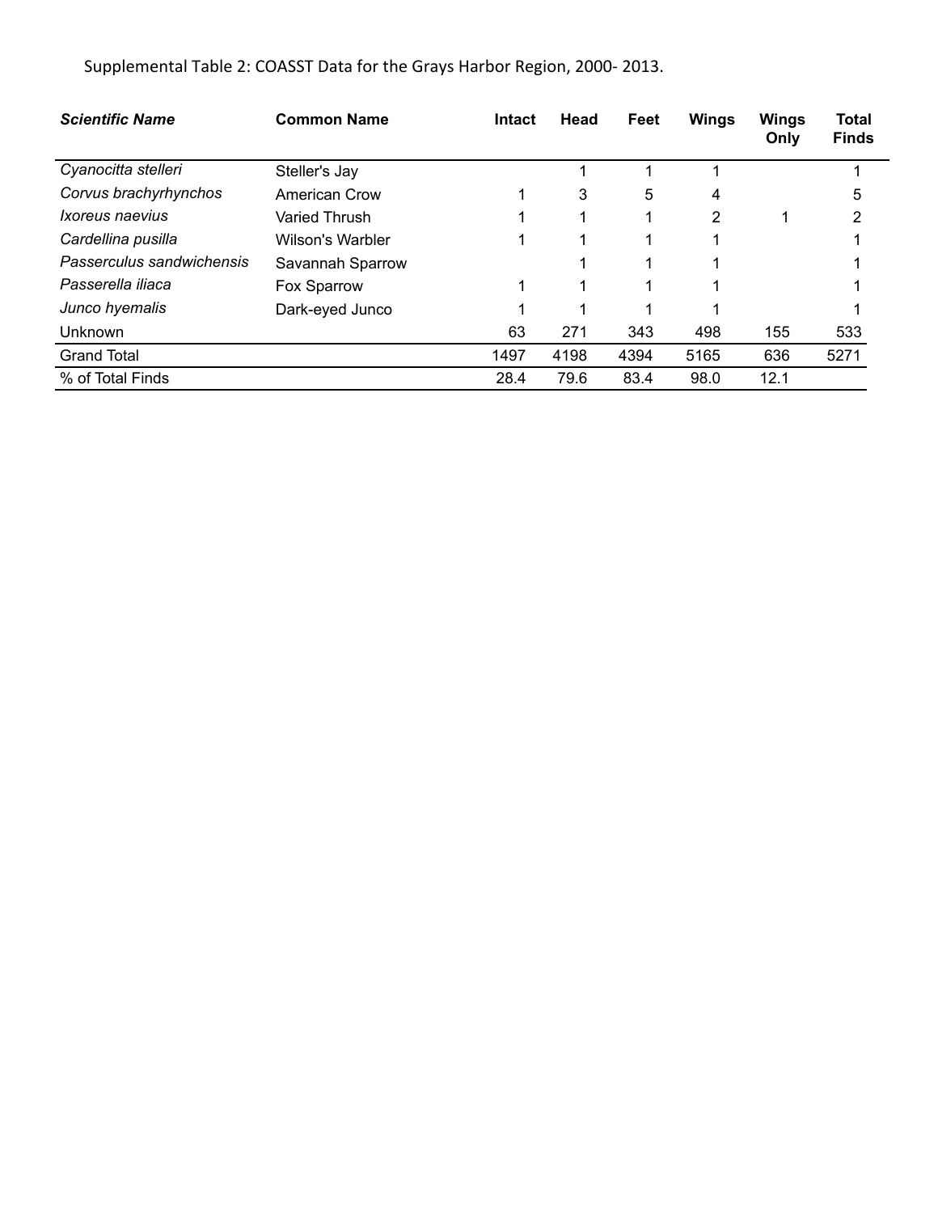Supplemental Table 2: COASST Data for the Grays Harbor Region, 2000- 2013.

| *Scientific Name* | Common Name | Intact | Head | Feet | Wings | Wings Only | Total Finds |
|---|---|---|---|---|---|---|---|
| *Cyanocitta stelleri* | Steller's Jay | | 1 | 1 | 1 | | 1 |
| *Corvus brachyrhynchos* | American Crow | 1 | 3 | 5 | 4 | | 5 |
| *Ixoreus naevius* | Varied Thrush | 1 | 1 | 1 | 2 | 1 | 2 |
| *Cardellina pusilla* | Wilson's Warbler | 1 | 1 | 1 | 1 | | 1 |
| *Passerculus sandwichensis* | Savannah Sparrow | | 1 | 1 | 1 | | 1 |
| *Passerella iliaca* | Fox Sparrow | 1 | 1 | 1 | 1 | | 1 |
| *Junco hyemalis* | Dark-eyed Junco | 1 | 1 | 1 | 1 | | 1 |
| Unknown | | 63 | 271 | 343 | 498 | 155 | 533 |
| Grand Total | | 1497 | 4198 | 4394 | 5165 | 636 | 5271 |
| % of Total Finds | | 28.4 | 79.6 | 83.4 | 98.0 | 12.1 | |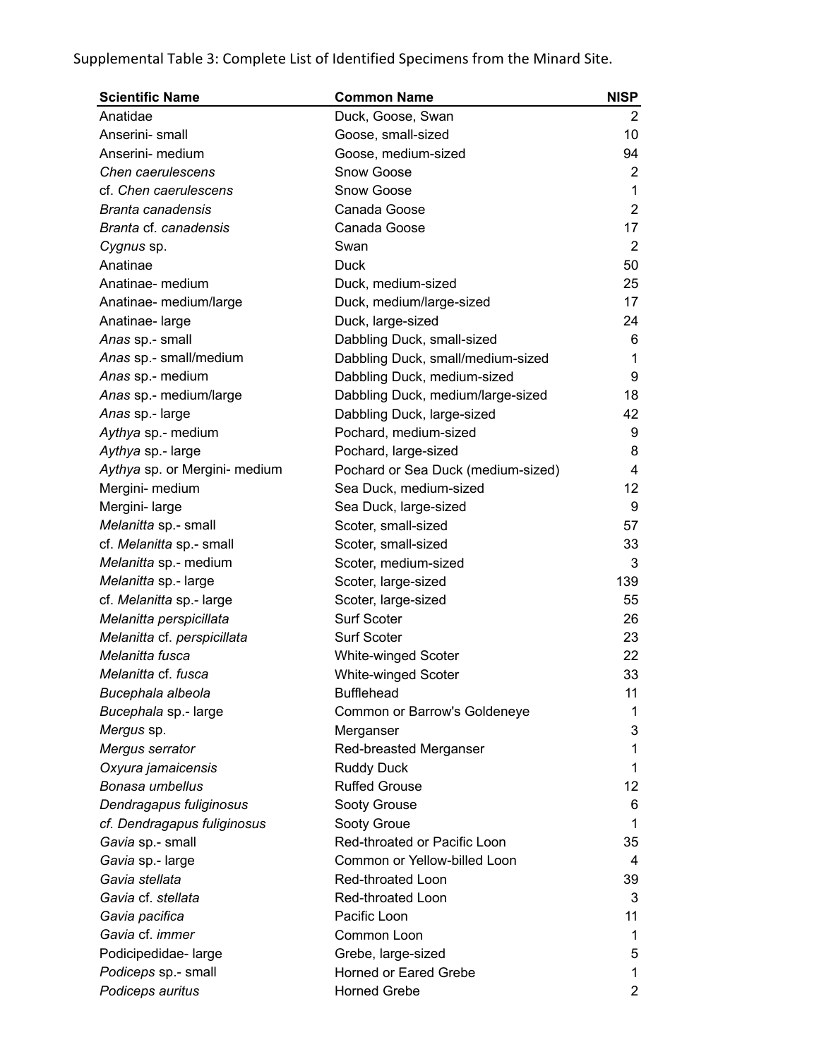Supplemental Table 3: Complete List of Identified Specimens from the Minard Site.

| Scientific Name | Common Name | NISP |
|---|---|---|
| Anatidae | Duck, Goose, Swan | 2 |
| Anserini- small | Goose, small-sized | 10 |
| Anserini- medium | Goose, medium-sized | 94 |
| *Chen caerulescens* | Snow Goose | 2 |
| cf. *Chen caerulescens* | Snow Goose | 1 |
| *Branta canadensis* | Canada Goose | 2 |
| *Branta* cf. *canadensis* | Canada Goose | 17 |
| *Cygnus* sp. | Swan | 2 |
| Anatinae | Duck | 50 |
| Anatinae- medium | Duck, medium-sized | 25 |
| Anatinae- medium/large | Duck, medium/large-sized | 17 |
| Anatinae- large | Duck, large-sized | 24 |
| *Anas* sp.- small | Dabbling Duck, small-sized | 6 |
| *Anas* sp.- small/medium | Dabbling Duck, small/medium-sized | 1 |
| *Anas* sp.- medium | Dabbling Duck, medium-sized | 9 |
| *Anas* sp.- medium/large | Dabbling Duck, medium/large-sized | 18 |
| *Anas* sp.- large | Dabbling Duck, large-sized | 42 |
| *Aythya* sp.- medium | Pochard, medium-sized | 9 |
| *Aythya* sp.- large | Pochard, large-sized | 8 |
| *Aythya* sp. or Mergini- medium | Pochard or Sea Duck (medium-sized) | 4 |
| Mergini- medium | Sea Duck, medium-sized | 12 |
| Mergini- large | Sea Duck, large-sized | 9 |
| *Melanitta* sp.- small | Scoter, small-sized | 57 |
| cf. *Melanitta* sp.- small | Scoter, small-sized | 33 |
| *Melanitta* sp.- medium | Scoter, medium-sized | 3 |
| *Melanitta* sp.- large | Scoter, large-sized | 139 |
| cf. *Melanitta* sp.- large | Scoter, large-sized | 55 |
| *Melanitta perspicillata* | Surf Scoter | 26 |
| *Melanitta* cf. *perspicillata* | Surf Scoter | 23 |
| *Melanitta fusca* | White-winged Scoter | 22 |
| *Melanitta* cf. *fusca* | White-winged Scoter | 33 |
| *Bucephala albeola* | Bufflehead | 11 |
| *Bucephala* sp.- large | Common or Barrow's Goldeneye | 1 |
| *Mergus* sp. | Merganser | 3 |
| *Mergus serrator* | Red-breasted Merganser | 1 |
| *Oxyura jamaicensis* | Ruddy Duck | 1 |
| *Bonasa umbellus* | Ruffed Grouse | 12 |
| *Dendragapus fuliginosus* | Sooty Grouse | 6 |
| *cf. Dendragapus fuliginosus* | Sooty Groue | 1 |
| *Gavia* sp.- small | Red-throated or Pacific Loon | 35 |
| *Gavia* sp.- large | Common or Yellow-billed Loon | 4 |
| *Gavia stellata* | Red-throated Loon | 39 |
| *Gavia* cf. *stellata* | Red-throated Loon | 3 |
| *Gavia pacifica* | Pacific Loon | 11 |
| *Gavia* cf. *immer* | Common Loon | 1 |
| Podicipedidae- large | Grebe, large-sized | 5 |
| *Podiceps* sp.- small | Horned or Eared Grebe | 1 |
| *Podiceps auritus* | Horned Grebe | 2 |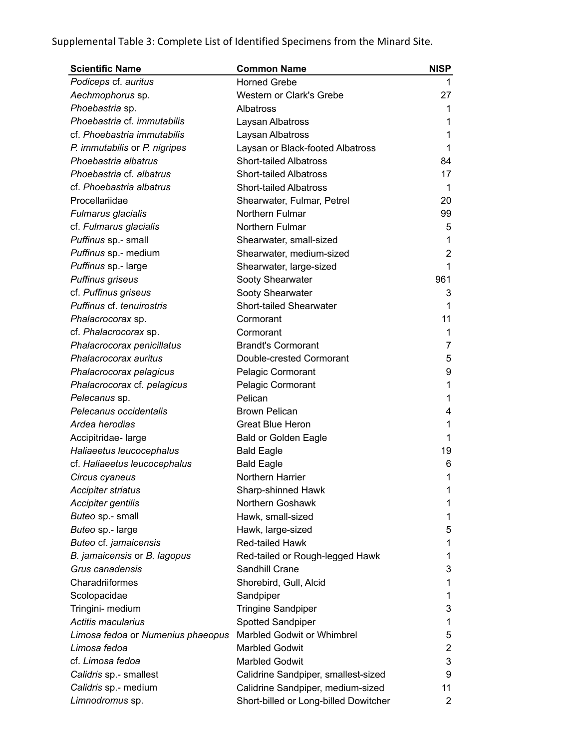Supplemental Table 3: Complete List of Identified Specimens from the Minard Site.

| Scientific Name | Common Name | NISP |
|---|---|---|
| *Podiceps* cf. *auritus* | Horned Grebe | 1 |
| *Aechmophorus* sp. | Western or Clark's Grebe | 27 |
| *Phoebastria* sp. | Albatross | 1 |
| *Phoebastria* cf. *immutabilis* | Laysan Albatross | 1 |
| cf. *Phoebastria immutabilis* | Laysan Albatross | 1 |
| *P. immutabilis* or *P. nigripes* | Laysan or Black-footed Albatross | 1 |
| *Phoebastria albatrus* | Short-tailed Albatross | 84 |
| *Phoebastria* cf. *albatrus* | Short-tailed Albatross | 17 |
| cf. *Phoebastria albatrus* | Short-tailed Albatross | 1 |
| Procellariidae | Shearwater, Fulmar, Petrel | 20 |
| *Fulmarus glacialis* | Northern Fulmar | 99 |
| cf. *Fulmarus glacialis* | Northern Fulmar | 5 |
| *Puffinus* sp.- small | Shearwater, small-sized | 1 |
| *Puffinus* sp.- medium | Shearwater, medium-sized | 2 |
| *Puffinus* sp.- large | Shearwater, large-sized | 1 |
| *Puffinus griseus* | Sooty Shearwater | 961 |
| cf. *Puffinus griseus* | Sooty Shearwater | 3 |
| *Puffinus* cf. *tenuirostris* | Short-tailed Shearwater | 1 |
| *Phalacrocorax* sp. | Cormorant | 11 |
| cf. *Phalacrocorax* sp. | Cormorant | 1 |
| *Phalacrocorax penicillatus* | Brandt's Cormorant | 7 |
| *Phalacrocorax auritus* | Double-crested Cormorant | 5 |
| *Phalacrocorax pelagicus* | Pelagic Cormorant | 9 |
| *Phalacrocorax* cf. *pelagicus* | Pelagic Cormorant | 1 |
| *Pelecanus* sp. | Pelican | 1 |
| *Pelecanus occidentalis* | Brown Pelican | 4 |
| *Ardea herodias* | Great Blue Heron | 1 |
| Accipitridae- large | Bald or Golden Eagle | 1 |
| *Haliaeetus leucocephalus* | Bald Eagle | 19 |
| cf. *Haliaeetus leucocephalus* | Bald Eagle | 6 |
| *Circus cyaneus* | Northern Harrier | 1 |
| *Accipiter striatus* | Sharp-shinned Hawk | 1 |
| *Accipiter gentilis* | Northern Goshawk | 1 |
| *Buteo* sp.- small | Hawk, small-sized | 1 |
| *Buteo* sp.- large | Hawk, large-sized | 5 |
| *Buteo* cf. *jamaicensis* | Red-tailed Hawk | 1 |
| *B. jamaicensis* or *B. lagopus* | Red-tailed or Rough-legged Hawk | 1 |
| *Grus canadensis* | Sandhill Crane | 3 |
| Charadriiformes | Shorebird, Gull, Alcid | 1 |
| Scolopacidae | Sandpiper | 1 |
| Tringini- medium | Tringine Sandpiper | 3 |
| *Actitis macularius* | Spotted Sandpiper | 1 |
| *Limosa fedoa* or *Numenius phaeopus* | Marbled Godwit or Whimbrel | 5 |
| *Limosa fedoa* | Marbled Godwit | 2 |
| cf. *Limosa fedoa* | Marbled Godwit | 3 |
| *Calidris* sp.- smallest | Calidrine Sandpiper, smallest-sized | 9 |
| *Calidris* sp.- medium | Calidrine Sandpiper, medium-sized | 11 |
| *Limnodromus* sp. | Short-billed or Long-billed Dowitcher | 2 |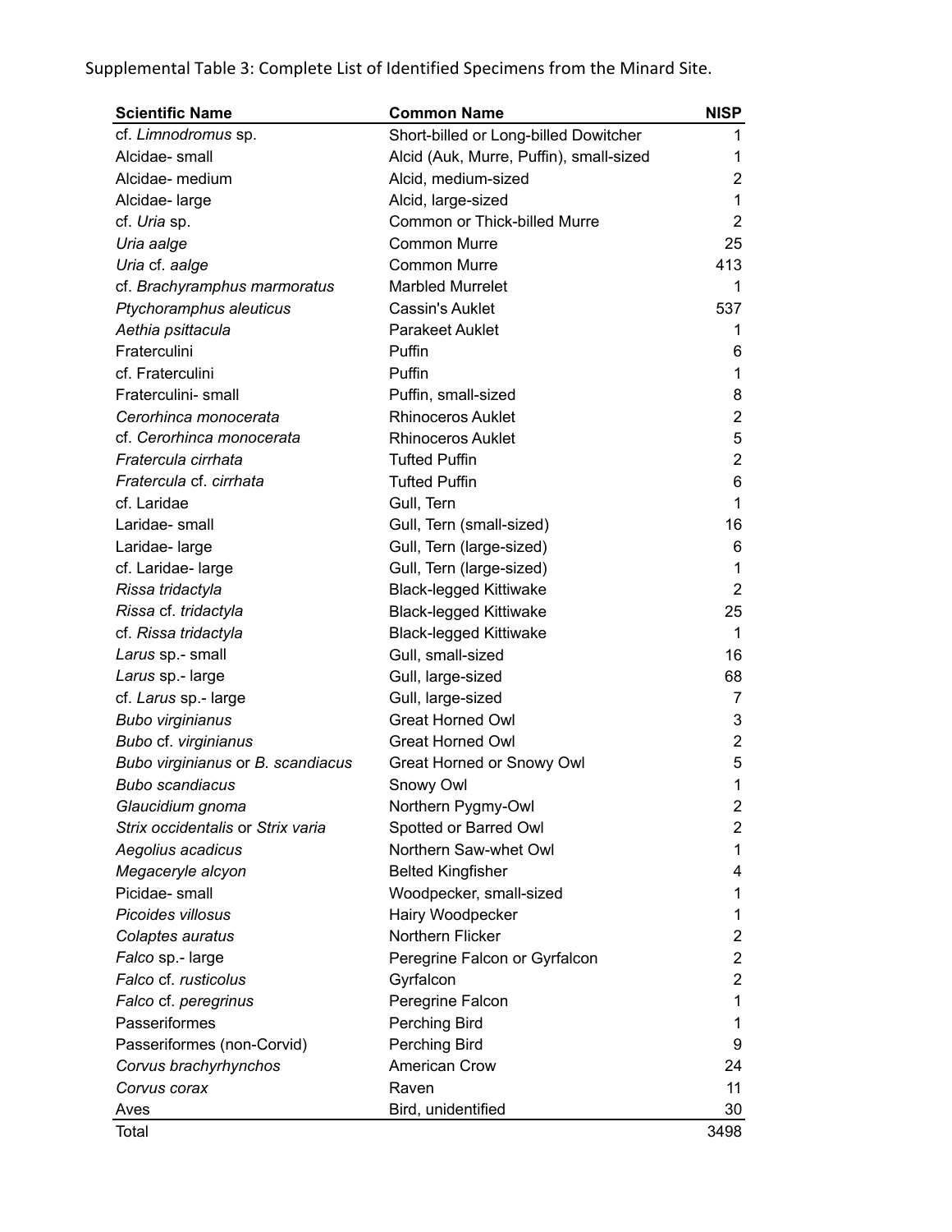Supplemental Table 3: Complete List of Identified Specimens from the Minard Site.

| Scientific Name | Common Name | NISP |
|---|---|---|
| cf. *Limnodromus* sp. | Short-billed or Long-billed Dowitcher | 1 |
| Alcidae- small | Alcid (Auk, Murre, Puffin), small-sized | 1 |
| Alcidae- medium | Alcid, medium-sized | 2 |
| Alcidae- large | Alcid, large-sized | 1 |
| cf. *Uria* sp. | Common or Thick-billed Murre | 2 |
| *Uria aalge* | Common Murre | 25 |
| *Uria* cf. *aalge* | Common Murre | 413 |
| cf. *Brachyramphus marmoratus* | Marbled Murrelet | 1 |
| *Ptychoramphus aleuticus* | Cassin's Auklet | 537 |
| *Aethia psittacula* | Parakeet Auklet | 1 |
| Fraterculini | Puffin | 6 |
| cf. Fraterculini | Puffin | 1 |
| Fraterculini- small | Puffin, small-sized | 8 |
| *Cerorhinca monocerata* | Rhinoceros Auklet | 2 |
| cf. *Cerorhinca monocerata* | Rhinoceros Auklet | 5 |
| *Fratercula cirrhata* | Tufted Puffin | 2 |
| *Fratercula* cf. *cirrhata* | Tufted Puffin | 6 |
| cf. Laridae | Gull, Tern | 1 |
| Laridae- small | Gull, Tern (small-sized) | 16 |
| Laridae- large | Gull, Tern (large-sized) | 6 |
| cf. Laridae- large | Gull, Tern (large-sized) | 1 |
| *Rissa tridactyla* | Black-legged Kittiwake | 2 |
| *Rissa* cf. *tridactyla* | Black-legged Kittiwake | 25 |
| cf. *Rissa tridactyla* | Black-legged Kittiwake | 1 |
| *Larus* sp.- small | Gull, small-sized | 16 |
| *Larus* sp.- large | Gull, large-sized | 68 |
| cf. *Larus* sp.- large | Gull, large-sized | 7 |
| *Bubo virginianus* | Great Horned Owl | 3 |
| *Bubo* cf. *virginianus* | Great Horned Owl | 2 |
| *Bubo virginianus* or *B. scandiacus* | Great Horned or Snowy Owl | 5 |
| *Bubo scandiacus* | Snowy Owl | 1 |
| *Glaucidium gnoma* | Northern Pygmy-Owl | 2 |
| *Strix occidentalis* or *Strix varia* | Spotted or Barred Owl | 2 |
| *Aegolius acadicus* | Northern Saw-whet Owl | 1 |
| *Megaceryle alcyon* | Belted Kingfisher | 4 |
| Picidae- small | Woodpecker, small-sized | 1 |
| *Picoides villosus* | Hairy Woodpecker | 1 |
| *Colaptes auratus* | Northern Flicker | 2 |
| *Falco* sp.- large | Peregrine Falcon or Gyrfalcon | 2 |
| *Falco* cf. *rusticolus* | Gyrfalcon | 2 |
| *Falco* cf. *peregrinus* | Peregrine Falcon | 1 |
| Passeriformes | Perching Bird | 1 |
| Passeriformes (non-Corvid) | Perching Bird | 9 |
| *Corvus brachyrhynchos* | American Crow | 24 |
| *Corvus corax* | Raven | 11 |
| Aves | Bird, unidentified | 30 |
| Total | | 3498 |